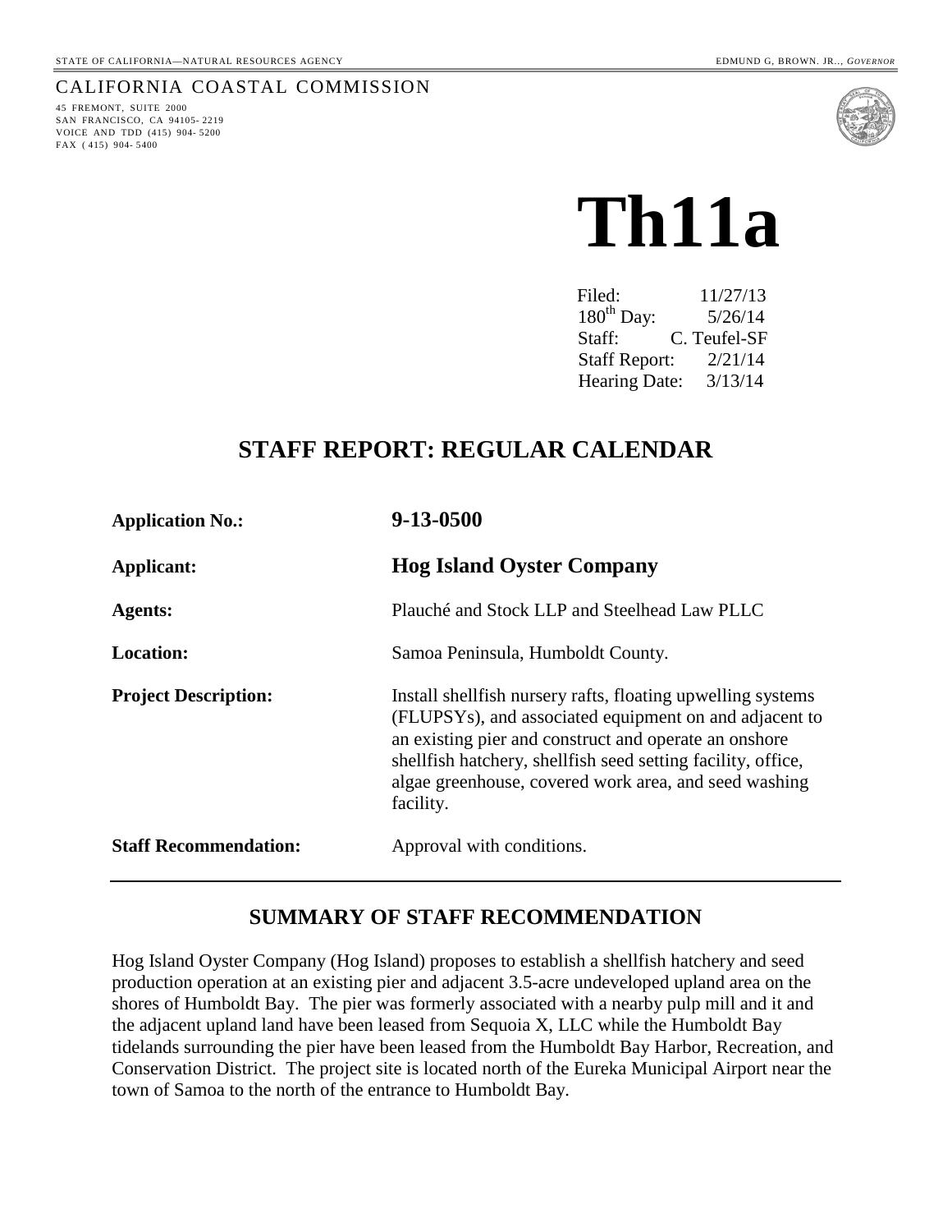STATE OF CALIFORNIA—NATURAL RESOURCES AGENCY EDMUND G, BROWN. JR.., *GOVERNOR*

CALIFORNIA COASTAL COMMISSION

45 FREMONT, SUITE 2000
SAN FRANCISCO, CA 94105-2219
VOICE AND TDD (415) 904-5200
FAX (415) 904-5400

# Th11a

| | |
|---|---|
| Filed: | 11/27/13 |
| 180th Day: | 5/26/14 |
| Staff: | C. Teufel-SF |
| Staff Report: | 2/21/14 |
| Hearing Date: | 3/13/14 |

## STAFF REPORT: REGULAR CALENDAR

| | |
|---|---|
| **Application No.:** | **9-13-0500** |
| **Applicant:** | **Hog Island Oyster Company** |
| **Agents:** | Plauché and Stock LLP and Steelhead Law PLLC |
| **Location:** | Samoa Peninsula, Humboldt County. |
| **Project Description:** | Install shellfish nursery rafts, floating upwelling systems (FLUPSYs), and associated equipment on and adjacent to an existing pier and construct and operate an onshore shellfish hatchery, shellfish seed setting facility, office, algae greenhouse, covered work area, and seed washing facility. |
| **Staff Recommendation:** | Approval with conditions. |

## SUMMARY OF STAFF RECOMMENDATION

Hog Island Oyster Company (Hog Island) proposes to establish a shellfish hatchery and seed production operation at an existing pier and adjacent 3.5-acre undeveloped upland area on the shores of Humboldt Bay. The pier was formerly associated with a nearby pulp mill and it and the adjacent upland land have been leased from Sequoia X, LLC while the Humboldt Bay tidelands surrounding the pier have been leased from the Humboldt Bay Harbor, Recreation, and Conservation District. The project site is located north of the Eureka Municipal Airport near the town of Samoa to the north of the entrance to Humboldt Bay.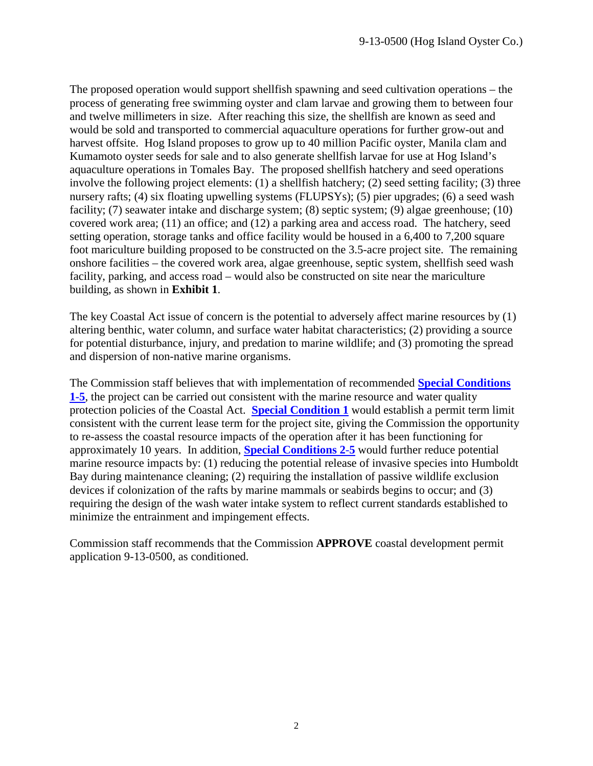The proposed operation would support shellfish spawning and seed cultivation operations – the process of generating free swimming oyster and clam larvae and growing them to between four and twelve millimeters in size. After reaching this size, the shellfish are known as seed and would be sold and transported to commercial aquaculture operations for further grow-out and harvest offsite. Hog Island proposes to grow up to 40 million Pacific oyster, Manila clam and Kumamoto oyster seeds for sale and to also generate shellfish larvae for use at Hog Island's aquaculture operations in Tomales Bay. The proposed shellfish hatchery and seed operations involve the following project elements: (1) a shellfish hatchery; (2) seed setting facility; (3) three nursery rafts; (4) six floating upwelling systems (FLUPSYs); (5) pier upgrades; (6) a seed wash facility; (7) seawater intake and discharge system; (8) septic system; (9) algae greenhouse; (10) covered work area; (11) an office; and (12) a parking area and access road. The hatchery, seed setting operation, storage tanks and office facility would be housed in a 6,400 to 7,200 square foot mariculture building proposed to be constructed on the 3.5-acre project site. The remaining onshore facilities – the covered work area, algae greenhouse, septic system, shellfish seed wash facility, parking, and access road – would also be constructed on site near the mariculture building, as shown in **Exhibit 1**.

The key Coastal Act issue of concern is the potential to adversely affect marine resources by (1) altering benthic, water column, and surface water habitat characteristics; (2) providing a source for potential disturbance, injury, and predation to marine wildlife; and (3) promoting the spread and dispersion of non-native marine organisms.

The Commission staff believes that with implementation of recommended **Special Conditions 1-5**, the project can be carried out consistent with the marine resource and water quality protection policies of the Coastal Act. **Special Condition 1** would establish a permit term limit consistent with the current lease term for the project site, giving the Commission the opportunity to re-assess the coastal resource impacts of the operation after it has been functioning for approximately 10 years. In addition, **Special Conditions 2-5** would further reduce potential marine resource impacts by: (1) reducing the potential release of invasive species into Humboldt Bay during maintenance cleaning; (2) requiring the installation of passive wildlife exclusion devices if colonization of the rafts by marine mammals or seabirds begins to occur; and (3) requiring the design of the wash water intake system to reflect current standards established to minimize the entrainment and impingement effects.

Commission staff recommends that the Commission **APPROVE** coastal development permit application 9-13-0500, as conditioned.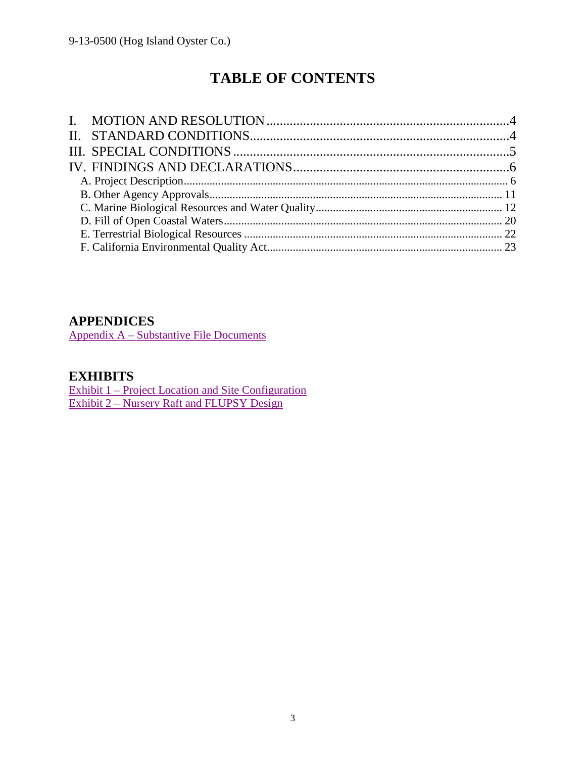# TABLE OF CONTENTS

I. MOTION AND RESOLUTION .......... 4
II. STANDARD CONDITIONS .......... 4
III. SPECIAL CONDITIONS .......... 5
IV. FINDINGS AND DECLARATIONS .......... 6
- A. Project Description .......... 6
- B. Other Agency Approvals .......... 11
- C. Marine Biological Resources and Water Quality .......... 12
- D. Fill of Open Coastal Waters .......... 20
- E. Terrestrial Biological Resources .......... 22
- F. California Environmental Quality Act .......... 23

## APPENDICES

Appendix A – Substantive File Documents

## EXHIBITS

Exhibit 1 – Project Location and Site Configuration
Exhibit 2 – Nursery Raft and FLUPSY Design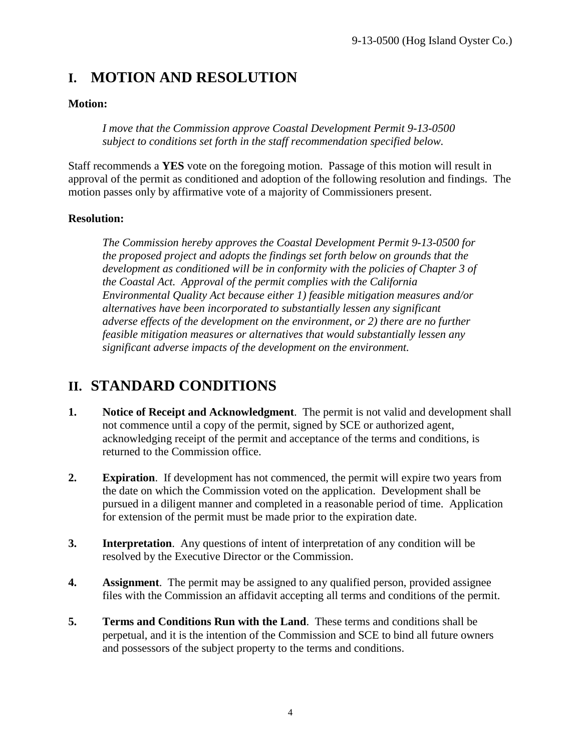# I. MOTION AND RESOLUTION

**Motion:**

*I move that the Commission approve Coastal Development Permit 9-13-0500 subject to conditions set forth in the staff recommendation specified below.*

Staff recommends a **YES** vote on the foregoing motion. Passage of this motion will result in approval of the permit as conditioned and adoption of the following resolution and findings. The motion passes only by affirmative vote of a majority of Commissioners present.

**Resolution:**

*The Commission hereby approves the Coastal Development Permit 9-13-0500 for the proposed project and adopts the findings set forth below on grounds that the development as conditioned will be in conformity with the policies of Chapter 3 of the Coastal Act. Approval of the permit complies with the California Environmental Quality Act because either 1) feasible mitigation measures and/or alternatives have been incorporated to substantially lessen any significant adverse effects of the development on the environment, or 2) there are no further feasible mitigation measures or alternatives that would substantially lessen any significant adverse impacts of the development on the environment.*

# II. STANDARD CONDITIONS

1. **Notice of Receipt and Acknowledgment**. The permit is not valid and development shall not commence until a copy of the permit, signed by SCE or authorized agent, acknowledging receipt of the permit and acceptance of the terms and conditions, is returned to the Commission office.

2. **Expiration**. If development has not commenced, the permit will expire two years from the date on which the Commission voted on the application. Development shall be pursued in a diligent manner and completed in a reasonable period of time. Application for extension of the permit must be made prior to the expiration date.

3. **Interpretation**. Any questions of intent of interpretation of any condition will be resolved by the Executive Director or the Commission.

4. **Assignment**. The permit may be assigned to any qualified person, provided assignee files with the Commission an affidavit accepting all terms and conditions of the permit.

5. **Terms and Conditions Run with the Land**. These terms and conditions shall be perpetual, and it is the intention of the Commission and SCE to bind all future owners and possessors of the subject property to the terms and conditions.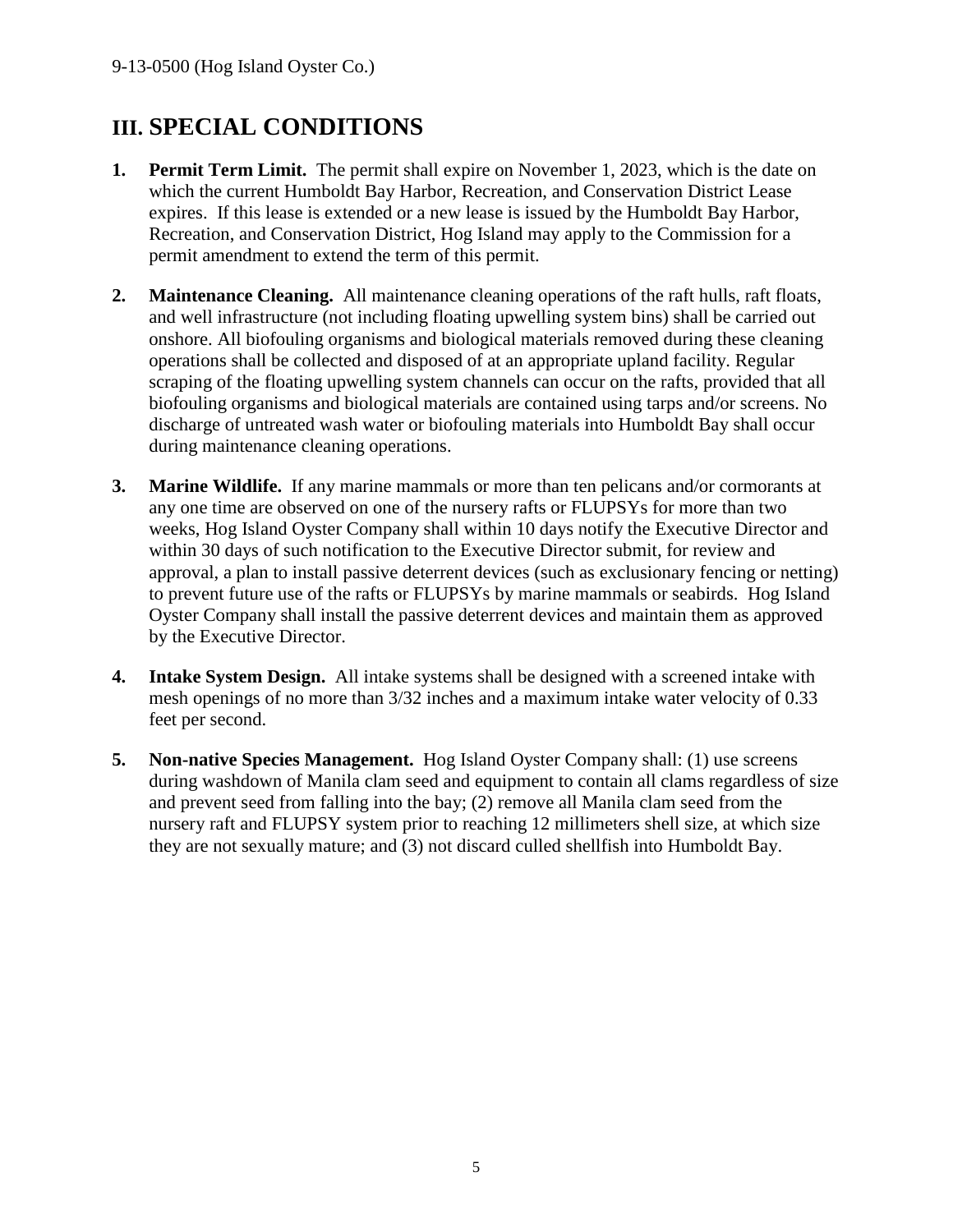# III. SPECIAL CONDITIONS

1. **Permit Term Limit.** The permit shall expire on November 1, 2023, which is the date on which the current Humboldt Bay Harbor, Recreation, and Conservation District Lease expires. If this lease is extended or a new lease is issued by the Humboldt Bay Harbor, Recreation, and Conservation District, Hog Island may apply to the Commission for a permit amendment to extend the term of this permit.

2. **Maintenance Cleaning.** All maintenance cleaning operations of the raft hulls, raft floats, and well infrastructure (not including floating upwelling system bins) shall be carried out onshore. All biofouling organisms and biological materials removed during these cleaning operations shall be collected and disposed of at an appropriate upland facility. Regular scraping of the floating upwelling system channels can occur on the rafts, provided that all biofouling organisms and biological materials are contained using tarps and/or screens. No discharge of untreated wash water or biofouling materials into Humboldt Bay shall occur during maintenance cleaning operations.

3. **Marine Wildlife.** If any marine mammals or more than ten pelicans and/or cormorants at any one time are observed on one of the nursery rafts or FLUPSYs for more than two weeks, Hog Island Oyster Company shall within 10 days notify the Executive Director and within 30 days of such notification to the Executive Director submit, for review and approval, a plan to install passive deterrent devices (such as exclusionary fencing or netting) to prevent future use of the rafts or FLUPSYs by marine mammals or seabirds. Hog Island Oyster Company shall install the passive deterrent devices and maintain them as approved by the Executive Director.

4. **Intake System Design.** All intake systems shall be designed with a screened intake with mesh openings of no more than 3/32 inches and a maximum intake water velocity of 0.33 feet per second.

5. **Non-native Species Management.** Hog Island Oyster Company shall: (1) use screens during washdown of Manila clam seed and equipment to contain all clams regardless of size and prevent seed from falling into the bay; (2) remove all Manila clam seed from the nursery raft and FLUPSY system prior to reaching 12 millimeters shell size, at which size they are not sexually mature; and (3) not discard culled shellfish into Humboldt Bay.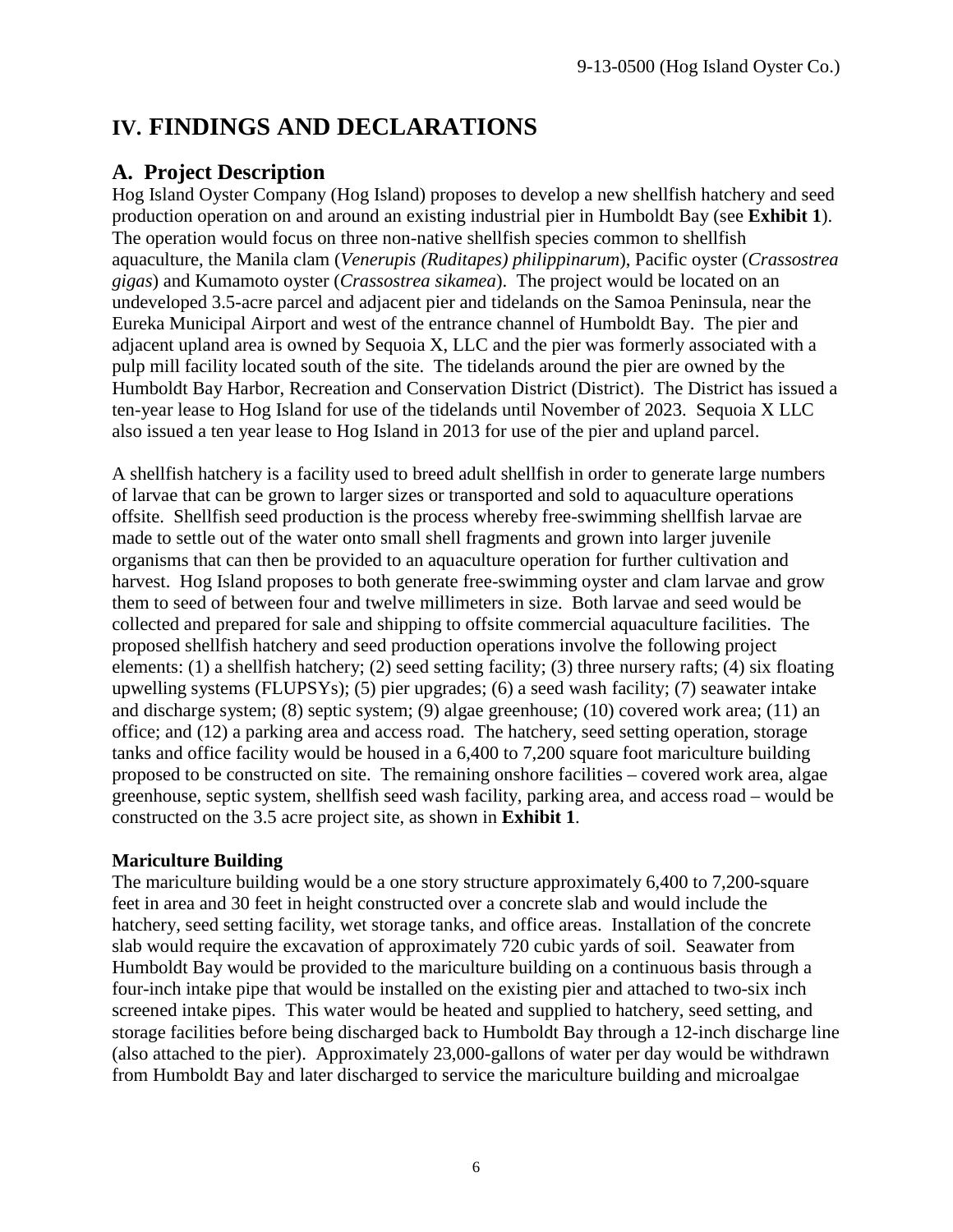# IV. FINDINGS AND DECLARATIONS

## A. Project Description

Hog Island Oyster Company (Hog Island) proposes to develop a new shellfish hatchery and seed production operation on and around an existing industrial pier in Humboldt Bay (see **Exhibit 1**). The operation would focus on three non-native shellfish species common to shellfish aquaculture, the Manila clam (*Venerupis (Ruditapes) philippinarum*), Pacific oyster (*Crassostrea gigas*) and Kumamoto oyster (*Crassostrea sikamea*). The project would be located on an undeveloped 3.5-acre parcel and adjacent pier and tidelands on the Samoa Peninsula, near the Eureka Municipal Airport and west of the entrance channel of Humboldt Bay. The pier and adjacent upland area is owned by Sequoia X, LLC and the pier was formerly associated with a pulp mill facility located south of the site. The tidelands around the pier are owned by the Humboldt Bay Harbor, Recreation and Conservation District (District). The District has issued a ten-year lease to Hog Island for use of the tidelands until November of 2023. Sequoia X LLC also issued a ten year lease to Hog Island in 2013 for use of the pier and upland parcel.

A shellfish hatchery is a facility used to breed adult shellfish in order to generate large numbers of larvae that can be grown to larger sizes or transported and sold to aquaculture operations offsite. Shellfish seed production is the process whereby free-swimming shellfish larvae are made to settle out of the water onto small shell fragments and grown into larger juvenile organisms that can then be provided to an aquaculture operation for further cultivation and harvest. Hog Island proposes to both generate free-swimming oyster and clam larvae and grow them to seed of between four and twelve millimeters in size. Both larvae and seed would be collected and prepared for sale and shipping to offsite commercial aquaculture facilities. The proposed shellfish hatchery and seed production operations involve the following project elements: (1) a shellfish hatchery; (2) seed setting facility; (3) three nursery rafts; (4) six floating upwelling systems (FLUPSYs); (5) pier upgrades; (6) a seed wash facility; (7) seawater intake and discharge system; (8) septic system; (9) algae greenhouse; (10) covered work area; (11) an office; and (12) a parking area and access road. The hatchery, seed setting operation, storage tanks and office facility would be housed in a 6,400 to 7,200 square foot mariculture building proposed to be constructed on site. The remaining onshore facilities – covered work area, algae greenhouse, septic system, shellfish seed wash facility, parking area, and access road – would be constructed on the 3.5 acre project site, as shown in **Exhibit 1**.

**Mariculture Building**

The mariculture building would be a one story structure approximately 6,400 to 7,200-square feet in area and 30 feet in height constructed over a concrete slab and would include the hatchery, seed setting facility, wet storage tanks, and office areas. Installation of the concrete slab would require the excavation of approximately 720 cubic yards of soil. Seawater from Humboldt Bay would be provided to the mariculture building on a continuous basis through a four-inch intake pipe that would be installed on the existing pier and attached to two-six inch screened intake pipes. This water would be heated and supplied to hatchery, seed setting, and storage facilities before being discharged back to Humboldt Bay through a 12-inch discharge line (also attached to the pier). Approximately 23,000-gallons of water per day would be withdrawn from Humboldt Bay and later discharged to service the mariculture building and microalgae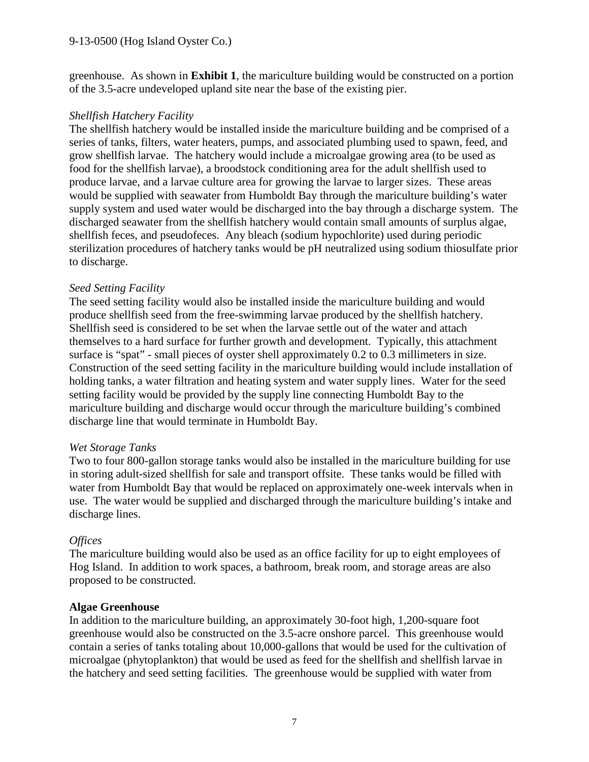greenhouse. As shown in **Exhibit 1**, the mariculture building would be constructed on a portion of the 3.5-acre undeveloped upland site near the base of the existing pier.

*Shellfish Hatchery Facility*
The shellfish hatchery would be installed inside the mariculture building and be comprised of a series of tanks, filters, water heaters, pumps, and associated plumbing used to spawn, feed, and grow shellfish larvae. The hatchery would include a microalgae growing area (to be used as food for the shellfish larvae), a broodstock conditioning area for the adult shellfish used to produce larvae, and a larvae culture area for growing the larvae to larger sizes. These areas would be supplied with seawater from Humboldt Bay through the mariculture building's water supply system and used water would be discharged into the bay through a discharge system. The discharged seawater from the shellfish hatchery would contain small amounts of surplus algae, shellfish feces, and pseudofeces. Any bleach (sodium hypochlorite) used during periodic sterilization procedures of hatchery tanks would be pH neutralized using sodium thiosulfate prior to discharge.

*Seed Setting Facility*
The seed setting facility would also be installed inside the mariculture building and would produce shellfish seed from the free-swimming larvae produced by the shellfish hatchery. Shellfish seed is considered to be set when the larvae settle out of the water and attach themselves to a hard surface for further growth and development. Typically, this attachment surface is "spat" - small pieces of oyster shell approximately 0.2 to 0.3 millimeters in size. Construction of the seed setting facility in the mariculture building would include installation of holding tanks, a water filtration and heating system and water supply lines. Water for the seed setting facility would be provided by the supply line connecting Humboldt Bay to the mariculture building and discharge would occur through the mariculture building's combined discharge line that would terminate in Humboldt Bay.

*Wet Storage Tanks*
Two to four 800-gallon storage tanks would also be installed in the mariculture building for use in storing adult-sized shellfish for sale and transport offsite. These tanks would be filled with water from Humboldt Bay that would be replaced on approximately one-week intervals when in use. The water would be supplied and discharged through the mariculture building's intake and discharge lines.

*Offices*
The mariculture building would also be used as an office facility for up to eight employees of Hog Island. In addition to work spaces, a bathroom, break room, and storage areas are also proposed to be constructed.

**Algae Greenhouse**
In addition to the mariculture building, an approximately 30-foot high, 1,200-square foot greenhouse would also be constructed on the 3.5-acre onshore parcel. This greenhouse would contain a series of tanks totaling about 10,000-gallons that would be used for the cultivation of microalgae (phytoplankton) that would be used as feed for the shellfish and shellfish larvae in the hatchery and seed setting facilities. The greenhouse would be supplied with water from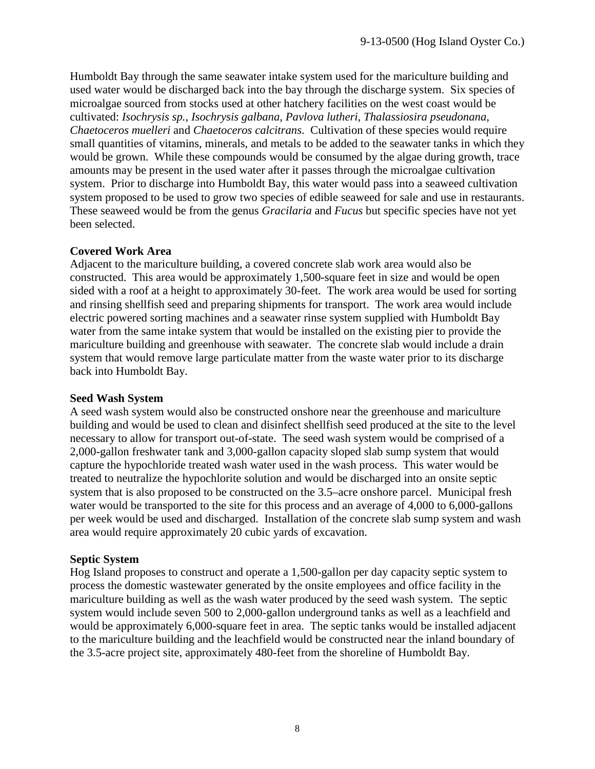Humboldt Bay through the same seawater intake system used for the mariculture building and used water would be discharged back into the bay through the discharge system. Six species of microalgae sourced from stocks used at other hatchery facilities on the west coast would be cultivated: *Isochrysis sp., Isochrysis galbana, Pavlova lutheri, Thalassiosira pseudonana, Chaetoceros muelleri* and *Chaetoceros calcitrans*. Cultivation of these species would require small quantities of vitamins, minerals, and metals to be added to the seawater tanks in which they would be grown. While these compounds would be consumed by the algae during growth, trace amounts may be present in the used water after it passes through the microalgae cultivation system. Prior to discharge into Humboldt Bay, this water would pass into a seaweed cultivation system proposed to be used to grow two species of edible seaweed for sale and use in restaurants. These seaweed would be from the genus *Gracilaria* and *Fucus* but specific species have not yet been selected.

**Covered Work Area**

Adjacent to the mariculture building, a covered concrete slab work area would also be constructed. This area would be approximately 1,500-square feet in size and would be open sided with a roof at a height to approximately 30-feet. The work area would be used for sorting and rinsing shellfish seed and preparing shipments for transport. The work area would include electric powered sorting machines and a seawater rinse system supplied with Humboldt Bay water from the same intake system that would be installed on the existing pier to provide the mariculture building and greenhouse with seawater. The concrete slab would include a drain system that would remove large particulate matter from the waste water prior to its discharge back into Humboldt Bay.

**Seed Wash System**

A seed wash system would also be constructed onshore near the greenhouse and mariculture building and would be used to clean and disinfect shellfish seed produced at the site to the level necessary to allow for transport out-of-state. The seed wash system would be comprised of a 2,000-gallon freshwater tank and 3,000-gallon capacity sloped slab sump system that would capture the hypochloride treated wash water used in the wash process. This water would be treated to neutralize the hypochlorite solution and would be discharged into an onsite septic system that is also proposed to be constructed on the 3.5–acre onshore parcel. Municipal fresh water would be transported to the site for this process and an average of 4,000 to 6,000-gallons per week would be used and discharged. Installation of the concrete slab sump system and wash area would require approximately 20 cubic yards of excavation.

**Septic System**

Hog Island proposes to construct and operate a 1,500-gallon per day capacity septic system to process the domestic wastewater generated by the onsite employees and office facility in the mariculture building as well as the wash water produced by the seed wash system. The septic system would include seven 500 to 2,000-gallon underground tanks as well as a leachfield and would be approximately 6,000-square feet in area. The septic tanks would be installed adjacent to the mariculture building and the leachfield would be constructed near the inland boundary of the 3.5-acre project site, approximately 480-feet from the shoreline of Humboldt Bay.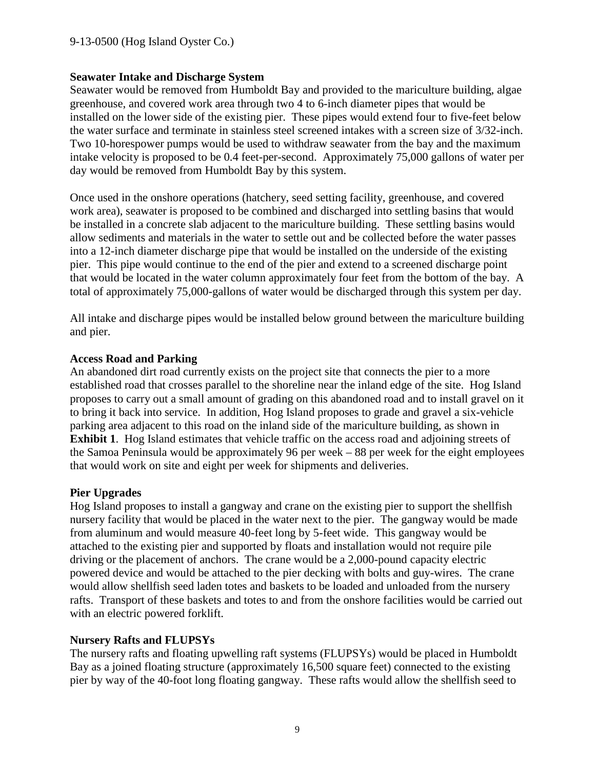**Seawater Intake and Discharge System**

Seawater would be removed from Humboldt Bay and provided to the mariculture building, algae greenhouse, and covered work area through two 4 to 6-inch diameter pipes that would be installed on the lower side of the existing pier. These pipes would extend four to five-feet below the water surface and terminate in stainless steel screened intakes with a screen size of 3/32-inch. Two 10-horespower pumps would be used to withdraw seawater from the bay and the maximum intake velocity is proposed to be 0.4 feet-per-second. Approximately 75,000 gallons of water per day would be removed from Humboldt Bay by this system.

Once used in the onshore operations (hatchery, seed setting facility, greenhouse, and covered work area), seawater is proposed to be combined and discharged into settling basins that would be installed in a concrete slab adjacent to the mariculture building. These settling basins would allow sediments and materials in the water to settle out and be collected before the water passes into a 12-inch diameter discharge pipe that would be installed on the underside of the existing pier. This pipe would continue to the end of the pier and extend to a screened discharge point that would be located in the water column approximately four feet from the bottom of the bay. A total of approximately 75,000-gallons of water would be discharged through this system per day.

All intake and discharge pipes would be installed below ground between the mariculture building and pier.

**Access Road and Parking**

An abandoned dirt road currently exists on the project site that connects the pier to a more established road that crosses parallel to the shoreline near the inland edge of the site. Hog Island proposes to carry out a small amount of grading on this abandoned road and to install gravel on it to bring it back into service. In addition, Hog Island proposes to grade and gravel a six-vehicle parking area adjacent to this road on the inland side of the mariculture building, as shown in **Exhibit 1**. Hog Island estimates that vehicle traffic on the access road and adjoining streets of the Samoa Peninsula would be approximately 96 per week – 88 per week for the eight employees that would work on site and eight per week for shipments and deliveries.

**Pier Upgrades**

Hog Island proposes to install a gangway and crane on the existing pier to support the shellfish nursery facility that would be placed in the water next to the pier. The gangway would be made from aluminum and would measure 40-feet long by 5-feet wide. This gangway would be attached to the existing pier and supported by floats and installation would not require pile driving or the placement of anchors. The crane would be a 2,000-pound capacity electric powered device and would be attached to the pier decking with bolts and guy-wires. The crane would allow shellfish seed laden totes and baskets to be loaded and unloaded from the nursery rafts. Transport of these baskets and totes to and from the onshore facilities would be carried out with an electric powered forklift.

**Nursery Rafts and FLUPSYs**

The nursery rafts and floating upwelling raft systems (FLUPSYs) would be placed in Humboldt Bay as a joined floating structure (approximately 16,500 square feet) connected to the existing pier by way of the 40-foot long floating gangway. These rafts would allow the shellfish seed to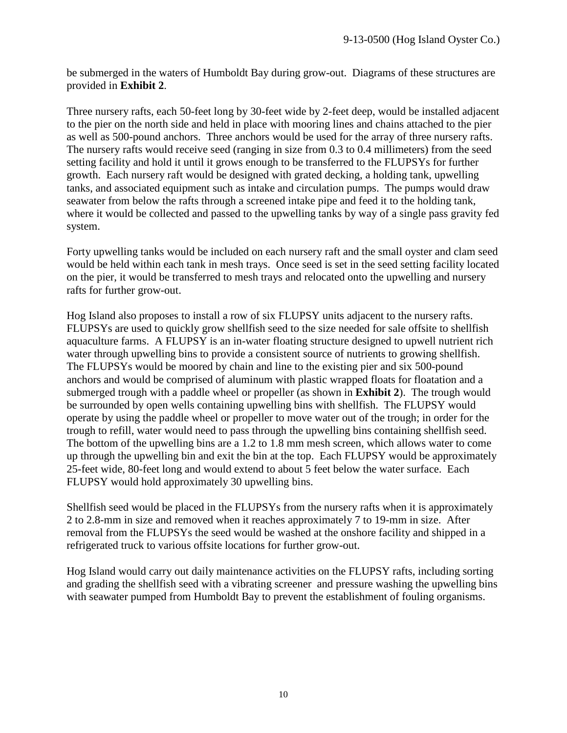be submerged in the waters of Humboldt Bay during grow-out. Diagrams of these structures are provided in **Exhibit 2**.

Three nursery rafts, each 50-feet long by 30-feet wide by 2-feet deep, would be installed adjacent to the pier on the north side and held in place with mooring lines and chains attached to the pier as well as 500-pound anchors. Three anchors would be used for the array of three nursery rafts. The nursery rafts would receive seed (ranging in size from 0.3 to 0.4 millimeters) from the seed setting facility and hold it until it grows enough to be transferred to the FLUPSYs for further growth. Each nursery raft would be designed with grated decking, a holding tank, upwelling tanks, and associated equipment such as intake and circulation pumps. The pumps would draw seawater from below the rafts through a screened intake pipe and feed it to the holding tank, where it would be collected and passed to the upwelling tanks by way of a single pass gravity fed system.

Forty upwelling tanks would be included on each nursery raft and the small oyster and clam seed would be held within each tank in mesh trays. Once seed is set in the seed setting facility located on the pier, it would be transferred to mesh trays and relocated onto the upwelling and nursery rafts for further grow-out.

Hog Island also proposes to install a row of six FLUPSY units adjacent to the nursery rafts. FLUPSYs are used to quickly grow shellfish seed to the size needed for sale offsite to shellfish aquaculture farms. A FLUPSY is an in-water floating structure designed to upwell nutrient rich water through upwelling bins to provide a consistent source of nutrients to growing shellfish. The FLUPSYs would be moored by chain and line to the existing pier and six 500-pound anchors and would be comprised of aluminum with plastic wrapped floats for floatation and a submerged trough with a paddle wheel or propeller (as shown in **Exhibit 2**). The trough would be surrounded by open wells containing upwelling bins with shellfish. The FLUPSY would operate by using the paddle wheel or propeller to move water out of the trough; in order for the trough to refill, water would need to pass through the upwelling bins containing shellfish seed. The bottom of the upwelling bins are a 1.2 to 1.8 mm mesh screen, which allows water to come up through the upwelling bin and exit the bin at the top. Each FLUPSY would be approximately 25-feet wide, 80-feet long and would extend to about 5 feet below the water surface. Each FLUPSY would hold approximately 30 upwelling bins.

Shellfish seed would be placed in the FLUPSYs from the nursery rafts when it is approximately 2 to 2.8-mm in size and removed when it reaches approximately 7 to 19-mm in size. After removal from the FLUPSYs the seed would be washed at the onshore facility and shipped in a refrigerated truck to various offsite locations for further grow-out.

Hog Island would carry out daily maintenance activities on the FLUPSY rafts, including sorting and grading the shellfish seed with a vibrating screener and pressure washing the upwelling bins with seawater pumped from Humboldt Bay to prevent the establishment of fouling organisms.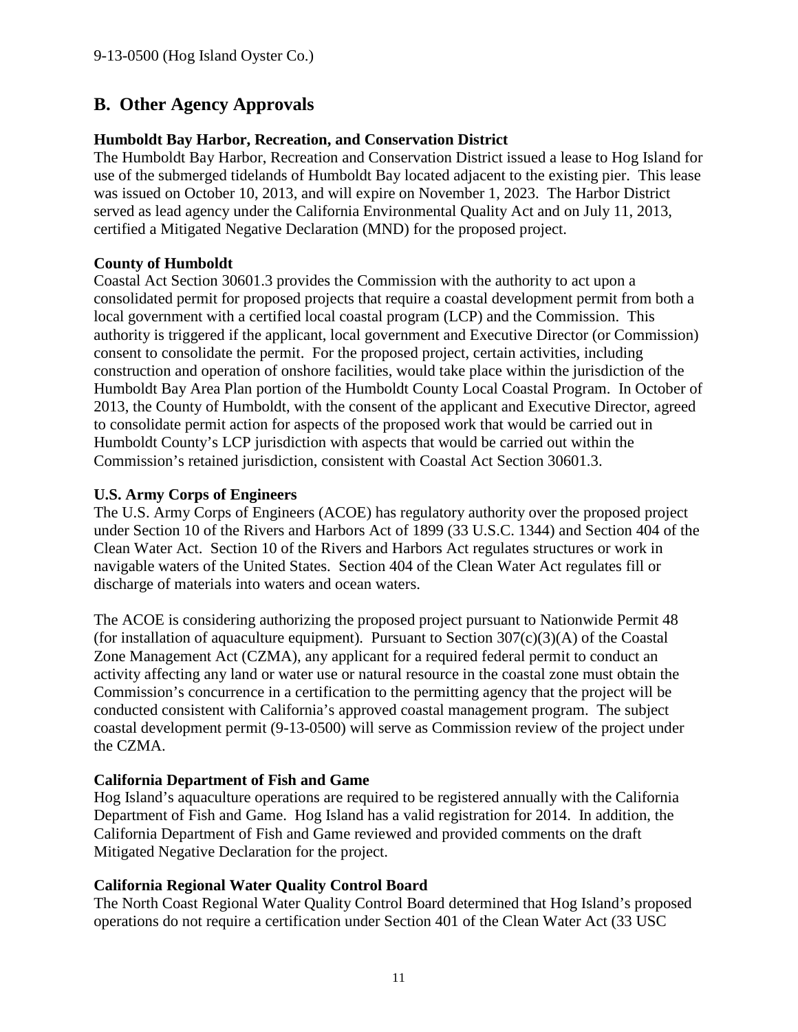## B. Other Agency Approvals

**Humboldt Bay Harbor, Recreation, and Conservation District**

The Humboldt Bay Harbor, Recreation and Conservation District issued a lease to Hog Island for use of the submerged tidelands of Humboldt Bay located adjacent to the existing pier. This lease was issued on October 10, 2013, and will expire on November 1, 2023. The Harbor District served as lead agency under the California Environmental Quality Act and on July 11, 2013, certified a Mitigated Negative Declaration (MND) for the proposed project.

**County of Humboldt**

Coastal Act Section 30601.3 provides the Commission with the authority to act upon a consolidated permit for proposed projects that require a coastal development permit from both a local government with a certified local coastal program (LCP) and the Commission. This authority is triggered if the applicant, local government and Executive Director (or Commission) consent to consolidate the permit. For the proposed project, certain activities, including construction and operation of onshore facilities, would take place within the jurisdiction of the Humboldt Bay Area Plan portion of the Humboldt County Local Coastal Program. In October of 2013, the County of Humboldt, with the consent of the applicant and Executive Director, agreed to consolidate permit action for aspects of the proposed work that would be carried out in Humboldt County's LCP jurisdiction with aspects that would be carried out within the Commission's retained jurisdiction, consistent with Coastal Act Section 30601.3.

**U.S. Army Corps of Engineers**

The U.S. Army Corps of Engineers (ACOE) has regulatory authority over the proposed project under Section 10 of the Rivers and Harbors Act of 1899 (33 U.S.C. 1344) and Section 404 of the Clean Water Act. Section 10 of the Rivers and Harbors Act regulates structures or work in navigable waters of the United States. Section 404 of the Clean Water Act regulates fill or discharge of materials into waters and ocean waters.

The ACOE is considering authorizing the proposed project pursuant to Nationwide Permit 48 (for installation of aquaculture equipment). Pursuant to Section 307(c)(3)(A) of the Coastal Zone Management Act (CZMA), any applicant for a required federal permit to conduct an activity affecting any land or water use or natural resource in the coastal zone must obtain the Commission's concurrence in a certification to the permitting agency that the project will be conducted consistent with California's approved coastal management program. The subject coastal development permit (9-13-0500) will serve as Commission review of the project under the CZMA.

**California Department of Fish and Game**

Hog Island's aquaculture operations are required to be registered annually with the California Department of Fish and Game. Hog Island has a valid registration for 2014. In addition, the California Department of Fish and Game reviewed and provided comments on the draft Mitigated Negative Declaration for the project.

**California Regional Water Quality Control Board**

The North Coast Regional Water Quality Control Board determined that Hog Island's proposed operations do not require a certification under Section 401 of the Clean Water Act (33 USC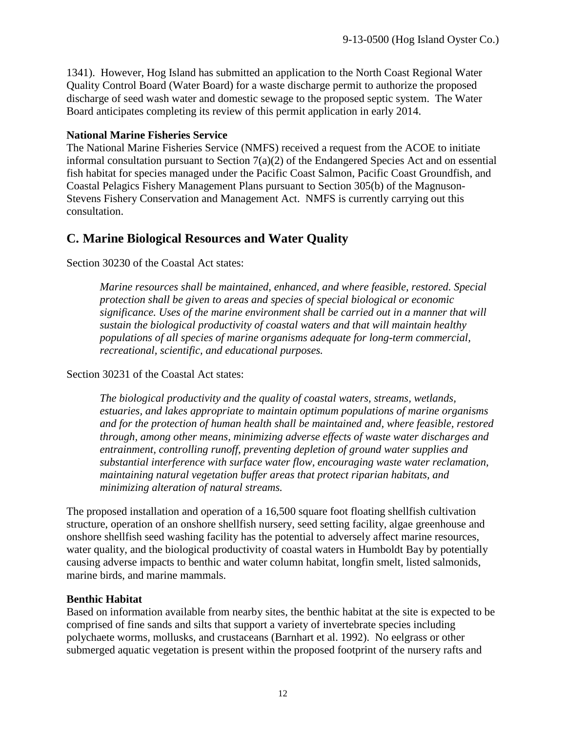1341). However, Hog Island has submitted an application to the North Coast Regional Water Quality Control Board (Water Board) for a waste discharge permit to authorize the proposed discharge of seed wash water and domestic sewage to the proposed septic system. The Water Board anticipates completing its review of this permit application in early 2014.

**National Marine Fisheries Service**

The National Marine Fisheries Service (NMFS) received a request from the ACOE to initiate informal consultation pursuant to Section 7(a)(2) of the Endangered Species Act and on essential fish habitat for species managed under the Pacific Coast Salmon, Pacific Coast Groundfish, and Coastal Pelagics Fishery Management Plans pursuant to Section 305(b) of the Magnuson-Stevens Fishery Conservation and Management Act. NMFS is currently carrying out this consultation.

## C. Marine Biological Resources and Water Quality

Section 30230 of the Coastal Act states:

> *Marine resources shall be maintained, enhanced, and where feasible, restored. Special protection shall be given to areas and species of special biological or economic significance. Uses of the marine environment shall be carried out in a manner that will sustain the biological productivity of coastal waters and that will maintain healthy populations of all species of marine organisms adequate for long-term commercial, recreational, scientific, and educational purposes.*

Section 30231 of the Coastal Act states:

> *The biological productivity and the quality of coastal waters, streams, wetlands, estuaries, and lakes appropriate to maintain optimum populations of marine organisms and for the protection of human health shall be maintained and, where feasible, restored through, among other means, minimizing adverse effects of waste water discharges and entrainment, controlling runoff, preventing depletion of ground water supplies and substantial interference with surface water flow, encouraging waste water reclamation, maintaining natural vegetation buffer areas that protect riparian habitats, and minimizing alteration of natural streams.*

The proposed installation and operation of a 16,500 square foot floating shellfish cultivation structure, operation of an onshore shellfish nursery, seed setting facility, algae greenhouse and onshore shellfish seed washing facility has the potential to adversely affect marine resources, water quality, and the biological productivity of coastal waters in Humboldt Bay by potentially causing adverse impacts to benthic and water column habitat, longfin smelt, listed salmonids, marine birds, and marine mammals.

**Benthic Habitat**

Based on information available from nearby sites, the benthic habitat at the site is expected to be comprised of fine sands and silts that support a variety of invertebrate species including polychaete worms, mollusks, and crustaceans (Barnhart et al. 1992). No eelgrass or other submerged aquatic vegetation is present within the proposed footprint of the nursery rafts and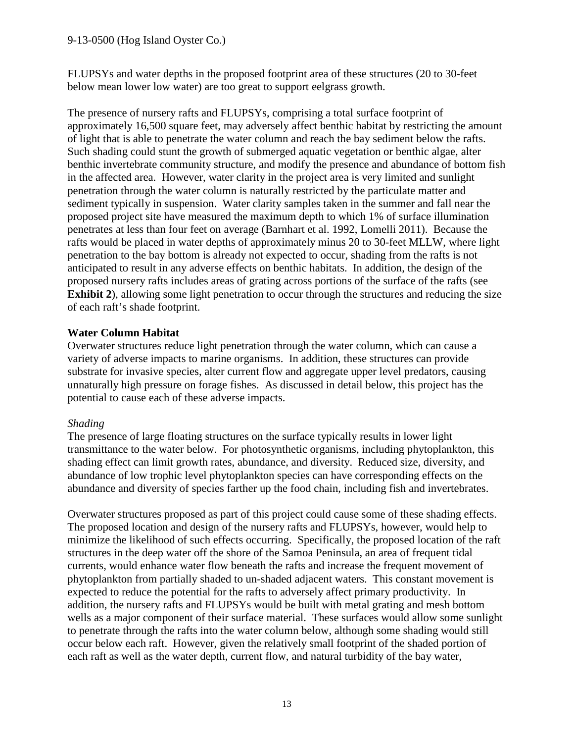FLUPSYs and water depths in the proposed footprint area of these structures (20 to 30-feet below mean lower low water) are too great to support eelgrass growth.

The presence of nursery rafts and FLUPSYs, comprising a total surface footprint of approximately 16,500 square feet, may adversely affect benthic habitat by restricting the amount of light that is able to penetrate the water column and reach the bay sediment below the rafts. Such shading could stunt the growth of submerged aquatic vegetation or benthic algae, alter benthic invertebrate community structure, and modify the presence and abundance of bottom fish in the affected area. However, water clarity in the project area is very limited and sunlight penetration through the water column is naturally restricted by the particulate matter and sediment typically in suspension. Water clarity samples taken in the summer and fall near the proposed project site have measured the maximum depth to which 1% of surface illumination penetrates at less than four feet on average (Barnhart et al. 1992, Lomelli 2011). Because the rafts would be placed in water depths of approximately minus 20 to 30-feet MLLW, where light penetration to the bay bottom is already not expected to occur, shading from the rafts is not anticipated to result in any adverse effects on benthic habitats. In addition, the design of the proposed nursery rafts includes areas of grating across portions of the surface of the rafts (see **Exhibit 2**), allowing some light penetration to occur through the structures and reducing the size of each raft's shade footprint.

**Water Column Habitat**

Overwater structures reduce light penetration through the water column, which can cause a variety of adverse impacts to marine organisms. In addition, these structures can provide substrate for invasive species, alter current flow and aggregate upper level predators, causing unnaturally high pressure on forage fishes. As discussed in detail below, this project has the potential to cause each of these adverse impacts.

*Shading*

The presence of large floating structures on the surface typically results in lower light transmittance to the water below. For photosynthetic organisms, including phytoplankton, this shading effect can limit growth rates, abundance, and diversity. Reduced size, diversity, and abundance of low trophic level phytoplankton species can have corresponding effects on the abundance and diversity of species farther up the food chain, including fish and invertebrates.

Overwater structures proposed as part of this project could cause some of these shading effects. The proposed location and design of the nursery rafts and FLUPSYs, however, would help to minimize the likelihood of such effects occurring. Specifically, the proposed location of the raft structures in the deep water off the shore of the Samoa Peninsula, an area of frequent tidal currents, would enhance water flow beneath the rafts and increase the frequent movement of phytoplankton from partially shaded to un-shaded adjacent waters. This constant movement is expected to reduce the potential for the rafts to adversely affect primary productivity. In addition, the nursery rafts and FLUPSYs would be built with metal grating and mesh bottom wells as a major component of their surface material. These surfaces would allow some sunlight to penetrate through the rafts into the water column below, although some shading would still occur below each raft. However, given the relatively small footprint of the shaded portion of each raft as well as the water depth, current flow, and natural turbidity of the bay water,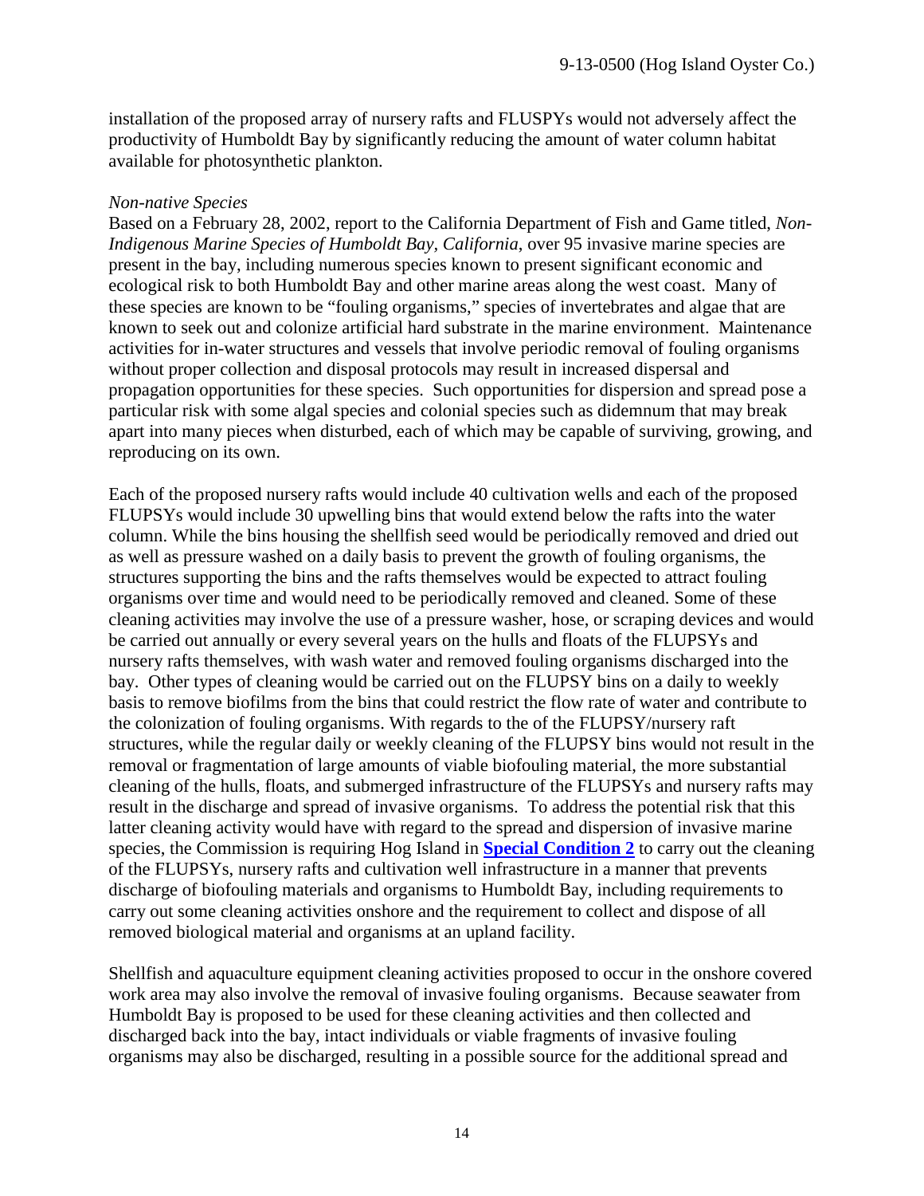installation of the proposed array of nursery rafts and FLUSPYs would not adversely affect the productivity of Humboldt Bay by significantly reducing the amount of water column habitat available for photosynthetic plankton.

*Non-native Species*

Based on a February 28, 2002, report to the California Department of Fish and Game titled, *Non-Indigenous Marine Species of Humboldt Bay, California*, over 95 invasive marine species are present in the bay, including numerous species known to present significant economic and ecological risk to both Humboldt Bay and other marine areas along the west coast. Many of these species are known to be "fouling organisms," species of invertebrates and algae that are known to seek out and colonize artificial hard substrate in the marine environment. Maintenance activities for in-water structures and vessels that involve periodic removal of fouling organisms without proper collection and disposal protocols may result in increased dispersal and propagation opportunities for these species. Such opportunities for dispersion and spread pose a particular risk with some algal species and colonial species such as didemnum that may break apart into many pieces when disturbed, each of which may be capable of surviving, growing, and reproducing on its own.

Each of the proposed nursery rafts would include 40 cultivation wells and each of the proposed FLUPSYs would include 30 upwelling bins that would extend below the rafts into the water column. While the bins housing the shellfish seed would be periodically removed and dried out as well as pressure washed on a daily basis to prevent the growth of fouling organisms, the structures supporting the bins and the rafts themselves would be expected to attract fouling organisms over time and would need to be periodically removed and cleaned. Some of these cleaning activities may involve the use of a pressure washer, hose, or scraping devices and would be carried out annually or every several years on the hulls and floats of the FLUPSYs and nursery rafts themselves, with wash water and removed fouling organisms discharged into the bay. Other types of cleaning would be carried out on the FLUPSY bins on a daily to weekly basis to remove biofilms from the bins that could restrict the flow rate of water and contribute to the colonization of fouling organisms. With regards to the of the FLUPSY/nursery raft structures, while the regular daily or weekly cleaning of the FLUPSY bins would not result in the removal or fragmentation of large amounts of viable biofouling material, the more substantial cleaning of the hulls, floats, and submerged infrastructure of the FLUPSYs and nursery rafts may result in the discharge and spread of invasive organisms. To address the potential risk that this latter cleaning activity would have with regard to the spread and dispersion of invasive marine species, the Commission is requiring Hog Island in **Special Condition 2** to carry out the cleaning of the FLUPSYs, nursery rafts and cultivation well infrastructure in a manner that prevents discharge of biofouling materials and organisms to Humboldt Bay, including requirements to carry out some cleaning activities onshore and the requirement to collect and dispose of all removed biological material and organisms at an upland facility.

Shellfish and aquaculture equipment cleaning activities proposed to occur in the onshore covered work area may also involve the removal of invasive fouling organisms. Because seawater from Humboldt Bay is proposed to be used for these cleaning activities and then collected and discharged back into the bay, intact individuals or viable fragments of invasive fouling organisms may also be discharged, resulting in a possible source for the additional spread and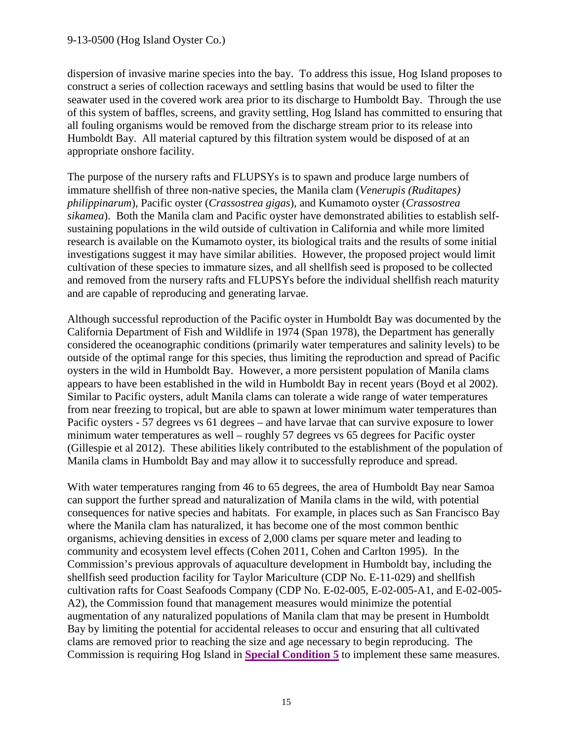dispersion of invasive marine species into the bay. To address this issue, Hog Island proposes to construct a series of collection raceways and settling basins that would be used to filter the seawater used in the covered work area prior to its discharge to Humboldt Bay. Through the use of this system of baffles, screens, and gravity settling, Hog Island has committed to ensuring that all fouling organisms would be removed from the discharge stream prior to its release into Humboldt Bay. All material captured by this filtration system would be disposed of at an appropriate onshore facility.

The purpose of the nursery rafts and FLUPSYs is to spawn and produce large numbers of immature shellfish of three non-native species, the Manila clam (*Venerupis (Ruditapes) philippinarum*), Pacific oyster (*Crassostrea gigas*), and Kumamoto oyster (*Crassostrea sikamea*). Both the Manila clam and Pacific oyster have demonstrated abilities to establish self-sustaining populations in the wild outside of cultivation in California and while more limited research is available on the Kumamoto oyster, its biological traits and the results of some initial investigations suggest it may have similar abilities. However, the proposed project would limit cultivation of these species to immature sizes, and all shellfish seed is proposed to be collected and removed from the nursery rafts and FLUPSYs before the individual shellfish reach maturity and are capable of reproducing and generating larvae.

Although successful reproduction of the Pacific oyster in Humboldt Bay was documented by the California Department of Fish and Wildlife in 1974 (Span 1978), the Department has generally considered the oceanographic conditions (primarily water temperatures and salinity levels) to be outside of the optimal range for this species, thus limiting the reproduction and spread of Pacific oysters in the wild in Humboldt Bay. However, a more persistent population of Manila clams appears to have been established in the wild in Humboldt Bay in recent years (Boyd et al 2002). Similar to Pacific oysters, adult Manila clams can tolerate a wide range of water temperatures from near freezing to tropical, but are able to spawn at lower minimum water temperatures than Pacific oysters - 57 degrees vs 61 degrees – and have larvae that can survive exposure to lower minimum water temperatures as well – roughly 57 degrees vs 65 degrees for Pacific oyster (Gillespie et al 2012). These abilities likely contributed to the establishment of the population of Manila clams in Humboldt Bay and may allow it to successfully reproduce and spread.

With water temperatures ranging from 46 to 65 degrees, the area of Humboldt Bay near Samoa can support the further spread and naturalization of Manila clams in the wild, with potential consequences for native species and habitats. For example, in places such as San Francisco Bay where the Manila clam has naturalized, it has become one of the most common benthic organisms, achieving densities in excess of 2,000 clams per square meter and leading to community and ecosystem level effects (Cohen 2011, Cohen and Carlton 1995). In the Commission's previous approvals of aquaculture development in Humboldt bay, including the shellfish seed production facility for Taylor Mariculture (CDP No. E-11-029) and shellfish cultivation rafts for Coast Seafoods Company (CDP No. E-02-005, E-02-005-A1, and E-02-005-A2), the Commission found that management measures would minimize the potential augmentation of any naturalized populations of Manila clam that may be present in Humboldt Bay by limiting the potential for accidental releases to occur and ensuring that all cultivated clams are removed prior to reaching the size and age necessary to begin reproducing. The Commission is requiring Hog Island in **Special Condition 5** to implement these same measures.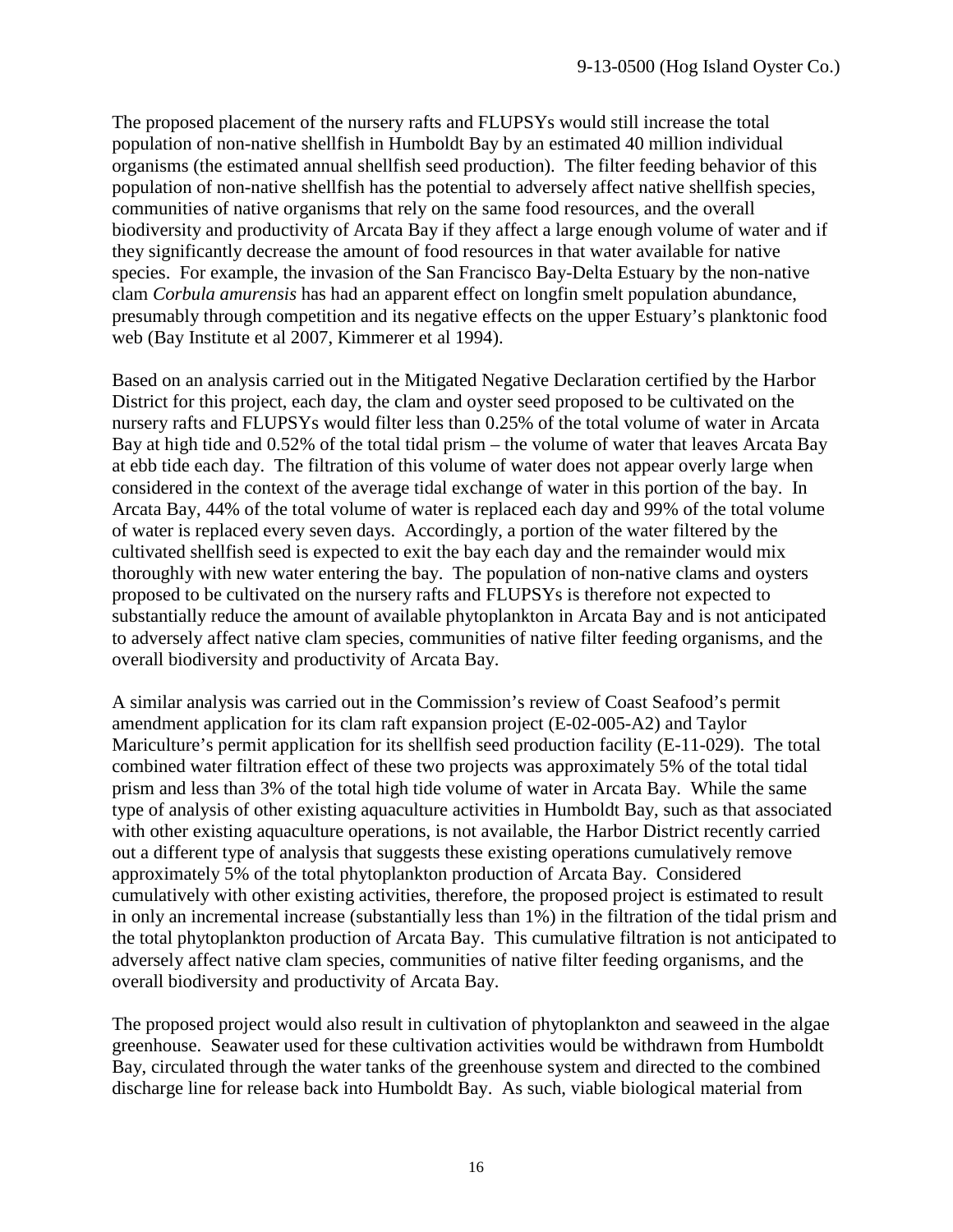The proposed placement of the nursery rafts and FLUPSYs would still increase the total population of non-native shellfish in Humboldt Bay by an estimated 40 million individual organisms (the estimated annual shellfish seed production). The filter feeding behavior of this population of non-native shellfish has the potential to adversely affect native shellfish species, communities of native organisms that rely on the same food resources, and the overall biodiversity and productivity of Arcata Bay if they affect a large enough volume of water and if they significantly decrease the amount of food resources in that water available for native species. For example, the invasion of the San Francisco Bay-Delta Estuary by the non-native clam *Corbula amurensis* has had an apparent effect on longfin smelt population abundance, presumably through competition and its negative effects on the upper Estuary's planktonic food web (Bay Institute et al 2007, Kimmerer et al 1994).

Based on an analysis carried out in the Mitigated Negative Declaration certified by the Harbor District for this project, each day, the clam and oyster seed proposed to be cultivated on the nursery rafts and FLUPSYs would filter less than 0.25% of the total volume of water in Arcata Bay at high tide and 0.52% of the total tidal prism – the volume of water that leaves Arcata Bay at ebb tide each day. The filtration of this volume of water does not appear overly large when considered in the context of the average tidal exchange of water in this portion of the bay. In Arcata Bay, 44% of the total volume of water is replaced each day and 99% of the total volume of water is replaced every seven days. Accordingly, a portion of the water filtered by the cultivated shellfish seed is expected to exit the bay each day and the remainder would mix thoroughly with new water entering the bay. The population of non-native clams and oysters proposed to be cultivated on the nursery rafts and FLUPSYs is therefore not expected to substantially reduce the amount of available phytoplankton in Arcata Bay and is not anticipated to adversely affect native clam species, communities of native filter feeding organisms, and the overall biodiversity and productivity of Arcata Bay.

A similar analysis was carried out in the Commission's review of Coast Seafood's permit amendment application for its clam raft expansion project (E-02-005-A2) and Taylor Mariculture's permit application for its shellfish seed production facility (E-11-029). The total combined water filtration effect of these two projects was approximately 5% of the total tidal prism and less than 3% of the total high tide volume of water in Arcata Bay. While the same type of analysis of other existing aquaculture activities in Humboldt Bay, such as that associated with other existing aquaculture operations, is not available, the Harbor District recently carried out a different type of analysis that suggests these existing operations cumulatively remove approximately 5% of the total phytoplankton production of Arcata Bay. Considered cumulatively with other existing activities, therefore, the proposed project is estimated to result in only an incremental increase (substantially less than 1%) in the filtration of the tidal prism and the total phytoplankton production of Arcata Bay. This cumulative filtration is not anticipated to adversely affect native clam species, communities of native filter feeding organisms, and the overall biodiversity and productivity of Arcata Bay.

The proposed project would also result in cultivation of phytoplankton and seaweed in the algae greenhouse. Seawater used for these cultivation activities would be withdrawn from Humboldt Bay, circulated through the water tanks of the greenhouse system and directed to the combined discharge line for release back into Humboldt Bay. As such, viable biological material from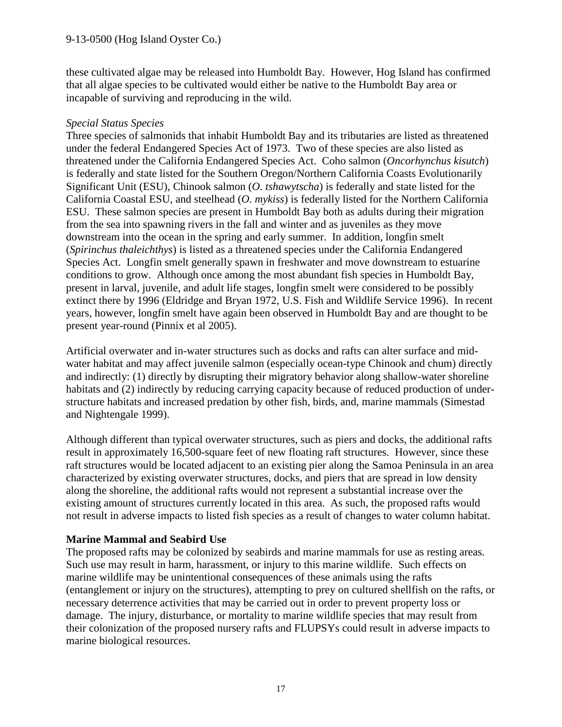these cultivated algae may be released into Humboldt Bay. However, Hog Island has confirmed that all algae species to be cultivated would either be native to the Humboldt Bay area or incapable of surviving and reproducing in the wild.

*Special Status Species*

Three species of salmonids that inhabit Humboldt Bay and its tributaries are listed as threatened under the federal Endangered Species Act of 1973. Two of these species are also listed as threatened under the California Endangered Species Act. Coho salmon (*Oncorhynchus kisutch*) is federally and state listed for the Southern Oregon/Northern California Coasts Evolutionarily Significant Unit (ESU), Chinook salmon (*O. tshawytscha*) is federally and state listed for the California Coastal ESU, and steelhead (*O. mykiss*) is federally listed for the Northern California ESU. These salmon species are present in Humboldt Bay both as adults during their migration from the sea into spawning rivers in the fall and winter and as juveniles as they move downstream into the ocean in the spring and early summer. In addition, longfin smelt (*Spirinchus thaleichthys*) is listed as a threatened species under the California Endangered Species Act. Longfin smelt generally spawn in freshwater and move downstream to estuarine conditions to grow. Although once among the most abundant fish species in Humboldt Bay, present in larval, juvenile, and adult life stages, longfin smelt were considered to be possibly extinct there by 1996 (Eldridge and Bryan 1972, U.S. Fish and Wildlife Service 1996). In recent years, however, longfin smelt have again been observed in Humboldt Bay and are thought to be present year-round (Pinnix et al 2005).

Artificial overwater and in-water structures such as docks and rafts can alter surface and mid-water habitat and may affect juvenile salmon (especially ocean-type Chinook and chum) directly and indirectly: (1) directly by disrupting their migratory behavior along shallow-water shoreline habitats and (2) indirectly by reducing carrying capacity because of reduced production of under-structure habitats and increased predation by other fish, birds, and, marine mammals (Simestad and Nightengale 1999).

Although different than typical overwater structures, such as piers and docks, the additional rafts result in approximately 16,500-square feet of new floating raft structures. However, since these raft structures would be located adjacent to an existing pier along the Samoa Peninsula in an area characterized by existing overwater structures, docks, and piers that are spread in low density along the shoreline, the additional rafts would not represent a substantial increase over the existing amount of structures currently located in this area. As such, the proposed rafts would not result in adverse impacts to listed fish species as a result of changes to water column habitat.

**Marine Mammal and Seabird Use**

The proposed rafts may be colonized by seabirds and marine mammals for use as resting areas. Such use may result in harm, harassment, or injury to this marine wildlife. Such effects on marine wildlife may be unintentional consequences of these animals using the rafts (entanglement or injury on the structures), attempting to prey on cultured shellfish on the rafts, or necessary deterrence activities that may be carried out in order to prevent property loss or damage. The injury, disturbance, or mortality to marine wildlife species that may result from their colonization of the proposed nursery rafts and FLUPSYs could result in adverse impacts to marine biological resources.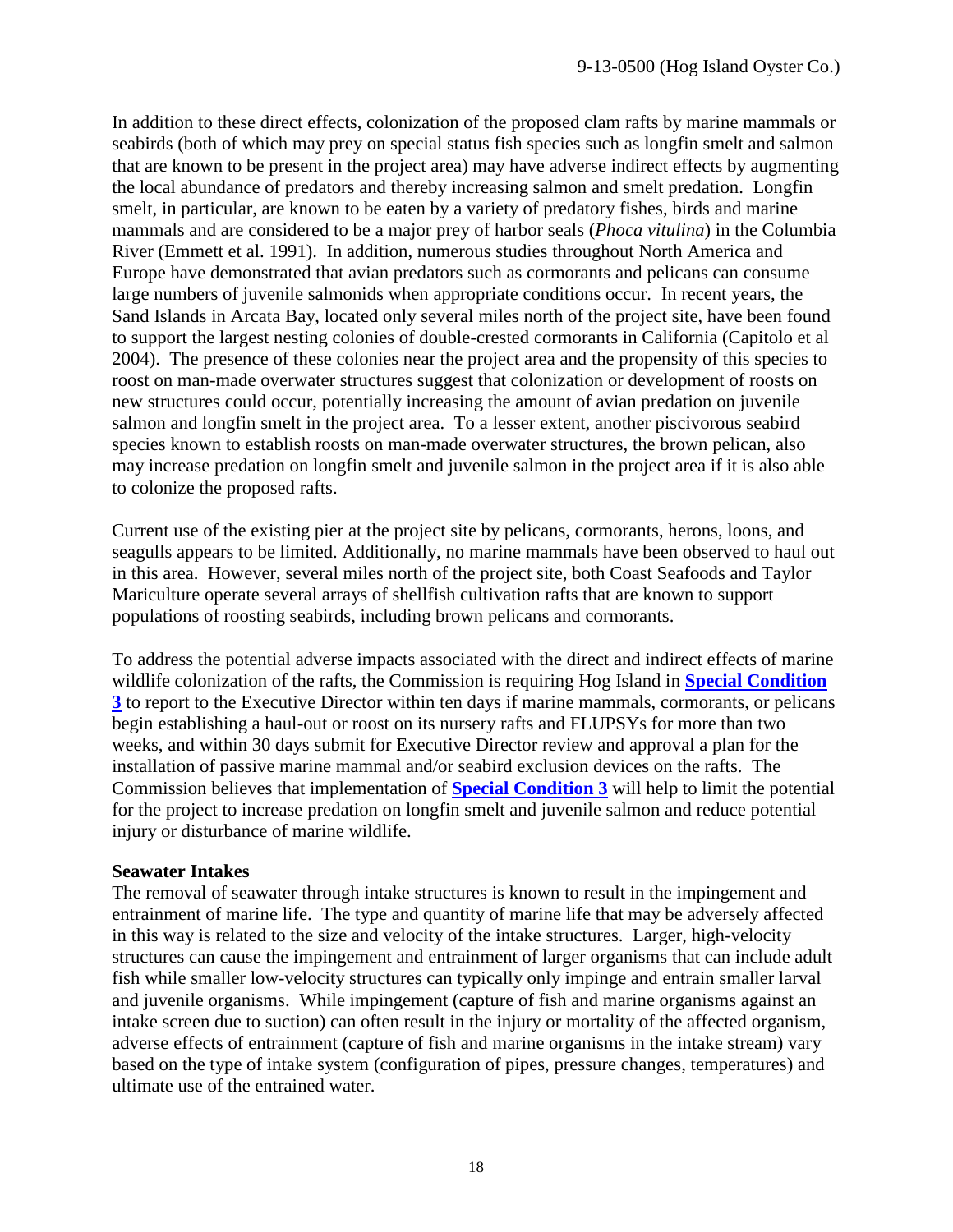In addition to these direct effects, colonization of the proposed clam rafts by marine mammals or seabirds (both of which may prey on special status fish species such as longfin smelt and salmon that are known to be present in the project area) may have adverse indirect effects by augmenting the local abundance of predators and thereby increasing salmon and smelt predation. Longfin smelt, in particular, are known to be eaten by a variety of predatory fishes, birds and marine mammals and are considered to be a major prey of harbor seals (*Phoca vitulina*) in the Columbia River (Emmett et al. 1991). In addition, numerous studies throughout North America and Europe have demonstrated that avian predators such as cormorants and pelicans can consume large numbers of juvenile salmonids when appropriate conditions occur. In recent years, the Sand Islands in Arcata Bay, located only several miles north of the project site, have been found to support the largest nesting colonies of double-crested cormorants in California (Capitolo et al 2004). The presence of these colonies near the project area and the propensity of this species to roost on man-made overwater structures suggest that colonization or development of roosts on new structures could occur, potentially increasing the amount of avian predation on juvenile salmon and longfin smelt in the project area. To a lesser extent, another piscivorous seabird species known to establish roosts on man-made overwater structures, the brown pelican, also may increase predation on longfin smelt and juvenile salmon in the project area if it is also able to colonize the proposed rafts.

Current use of the existing pier at the project site by pelicans, cormorants, herons, loons, and seagulls appears to be limited. Additionally, no marine mammals have been observed to haul out in this area. However, several miles north of the project site, both Coast Seafoods and Taylor Mariculture operate several arrays of shellfish cultivation rafts that are known to support populations of roosting seabirds, including brown pelicans and cormorants.

To address the potential adverse impacts associated with the direct and indirect effects of marine wildlife colonization of the rafts, the Commission is requiring Hog Island in **Special Condition 3** to report to the Executive Director within ten days if marine mammals, cormorants, or pelicans begin establishing a haul-out or roost on its nursery rafts and FLUPSYs for more than two weeks, and within 30 days submit for Executive Director review and approval a plan for the installation of passive marine mammal and/or seabird exclusion devices on the rafts. The Commission believes that implementation of **Special Condition 3** will help to limit the potential for the project to increase predation on longfin smelt and juvenile salmon and reduce potential injury or disturbance of marine wildlife.

**Seawater Intakes**

The removal of seawater through intake structures is known to result in the impingement and entrainment of marine life. The type and quantity of marine life that may be adversely affected in this way is related to the size and velocity of the intake structures. Larger, high-velocity structures can cause the impingement and entrainment of larger organisms that can include adult fish while smaller low-velocity structures can typically only impinge and entrain smaller larval and juvenile organisms. While impingement (capture of fish and marine organisms against an intake screen due to suction) can often result in the injury or mortality of the affected organism, adverse effects of entrainment (capture of fish and marine organisms in the intake stream) vary based on the type of intake system (configuration of pipes, pressure changes, temperatures) and ultimate use of the entrained water.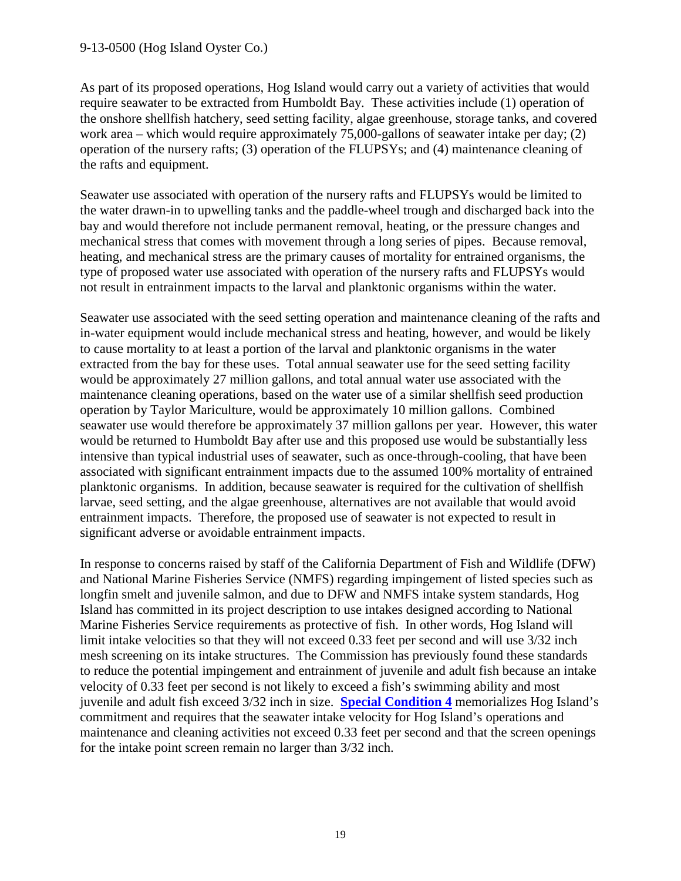As part of its proposed operations, Hog Island would carry out a variety of activities that would require seawater to be extracted from Humboldt Bay. These activities include (1) operation of the onshore shellfish hatchery, seed setting facility, algae greenhouse, storage tanks, and covered work area – which would require approximately 75,000-gallons of seawater intake per day; (2) operation of the nursery rafts; (3) operation of the FLUPSYs; and (4) maintenance cleaning of the rafts and equipment.

Seawater use associated with operation of the nursery rafts and FLUPSYs would be limited to the water drawn-in to upwelling tanks and the paddle-wheel trough and discharged back into the bay and would therefore not include permanent removal, heating, or the pressure changes and mechanical stress that comes with movement through a long series of pipes. Because removal, heating, and mechanical stress are the primary causes of mortality for entrained organisms, the type of proposed water use associated with operation of the nursery rafts and FLUPSYs would not result in entrainment impacts to the larval and planktonic organisms within the water.

Seawater use associated with the seed setting operation and maintenance cleaning of the rafts and in-water equipment would include mechanical stress and heating, however, and would be likely to cause mortality to at least a portion of the larval and planktonic organisms in the water extracted from the bay for these uses. Total annual seawater use for the seed setting facility would be approximately 27 million gallons, and total annual water use associated with the maintenance cleaning operations, based on the water use of a similar shellfish seed production operation by Taylor Mariculture, would be approximately 10 million gallons. Combined seawater use would therefore be approximately 37 million gallons per year. However, this water would be returned to Humboldt Bay after use and this proposed use would be substantially less intensive than typical industrial uses of seawater, such as once-through-cooling, that have been associated with significant entrainment impacts due to the assumed 100% mortality of entrained planktonic organisms. In addition, because seawater is required for the cultivation of shellfish larvae, seed setting, and the algae greenhouse, alternatives are not available that would avoid entrainment impacts. Therefore, the proposed use of seawater is not expected to result in significant adverse or avoidable entrainment impacts.

In response to concerns raised by staff of the California Department of Fish and Wildlife (DFW) and National Marine Fisheries Service (NMFS) regarding impingement of listed species such as longfin smelt and juvenile salmon, and due to DFW and NMFS intake system standards, Hog Island has committed in its project description to use intakes designed according to National Marine Fisheries Service requirements as protective of fish. In other words, Hog Island will limit intake velocities so that they will not exceed 0.33 feet per second and will use 3/32 inch mesh screening on its intake structures. The Commission has previously found these standards to reduce the potential impingement and entrainment of juvenile and adult fish because an intake velocity of 0.33 feet per second is not likely to exceed a fish's swimming ability and most juvenile and adult fish exceed 3/32 inch in size. **Special Condition 4** memorializes Hog Island's commitment and requires that the seawater intake velocity for Hog Island's operations and maintenance and cleaning activities not exceed 0.33 feet per second and that the screen openings for the intake point screen remain no larger than 3/32 inch.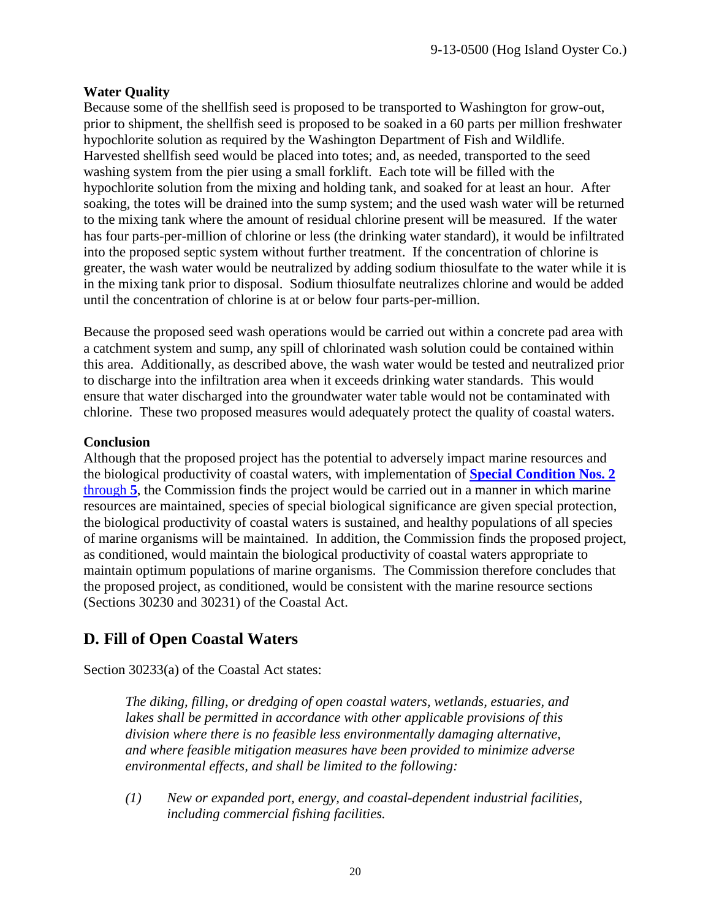**Water Quality**

Because some of the shellfish seed is proposed to be transported to Washington for grow-out, prior to shipment, the shellfish seed is proposed to be soaked in a 60 parts per million freshwater hypochlorite solution as required by the Washington Department of Fish and Wildlife. Harvested shellfish seed would be placed into totes; and, as needed, transported to the seed washing system from the pier using a small forklift. Each tote will be filled with the hypochlorite solution from the mixing and holding tank, and soaked for at least an hour. After soaking, the totes will be drained into the sump system; and the used wash water will be returned to the mixing tank where the amount of residual chlorine present will be measured. If the water has four parts-per-million of chlorine or less (the drinking water standard), it would be infiltrated into the proposed septic system without further treatment. If the concentration of chlorine is greater, the wash water would be neutralized by adding sodium thiosulfate to the water while it is in the mixing tank prior to disposal. Sodium thiosulfate neutralizes chlorine and would be added until the concentration of chlorine is at or below four parts-per-million.

Because the proposed seed wash operations would be carried out within a concrete pad area with a catchment system and sump, any spill of chlorinated wash solution could be contained within this area. Additionally, as described above, the wash water would be tested and neutralized prior to discharge into the infiltration area when it exceeds drinking water standards. This would ensure that water discharged into the groundwater water table would not be contaminated with chlorine. These two proposed measures would adequately protect the quality of coastal waters.

**Conclusion**

Although that the proposed project has the potential to adversely impact marine resources and the biological productivity of coastal waters, with implementation of **Special Condition Nos. 2** through **5**, the Commission finds the project would be carried out in a manner in which marine resources are maintained, species of special biological significance are given special protection, the biological productivity of coastal waters is sustained, and healthy populations of all species of marine organisms will be maintained. In addition, the Commission finds the proposed project, as conditioned, would maintain the biological productivity of coastal waters appropriate to maintain optimum populations of marine organisms. The Commission therefore concludes that the proposed project, as conditioned, would be consistent with the marine resource sections (Sections 30230 and 30231) of the Coastal Act.

## D. Fill of Open Coastal Waters

Section 30233(a) of the Coastal Act states:

> *The diking, filling, or dredging of open coastal waters, wetlands, estuaries, and lakes shall be permitted in accordance with other applicable provisions of this division where there is no feasible less environmentally damaging alternative, and where feasible mitigation measures have been provided to minimize adverse environmental effects, and shall be limited to the following:*
>
> *(1) New or expanded port, energy, and coastal-dependent industrial facilities, including commercial fishing facilities.*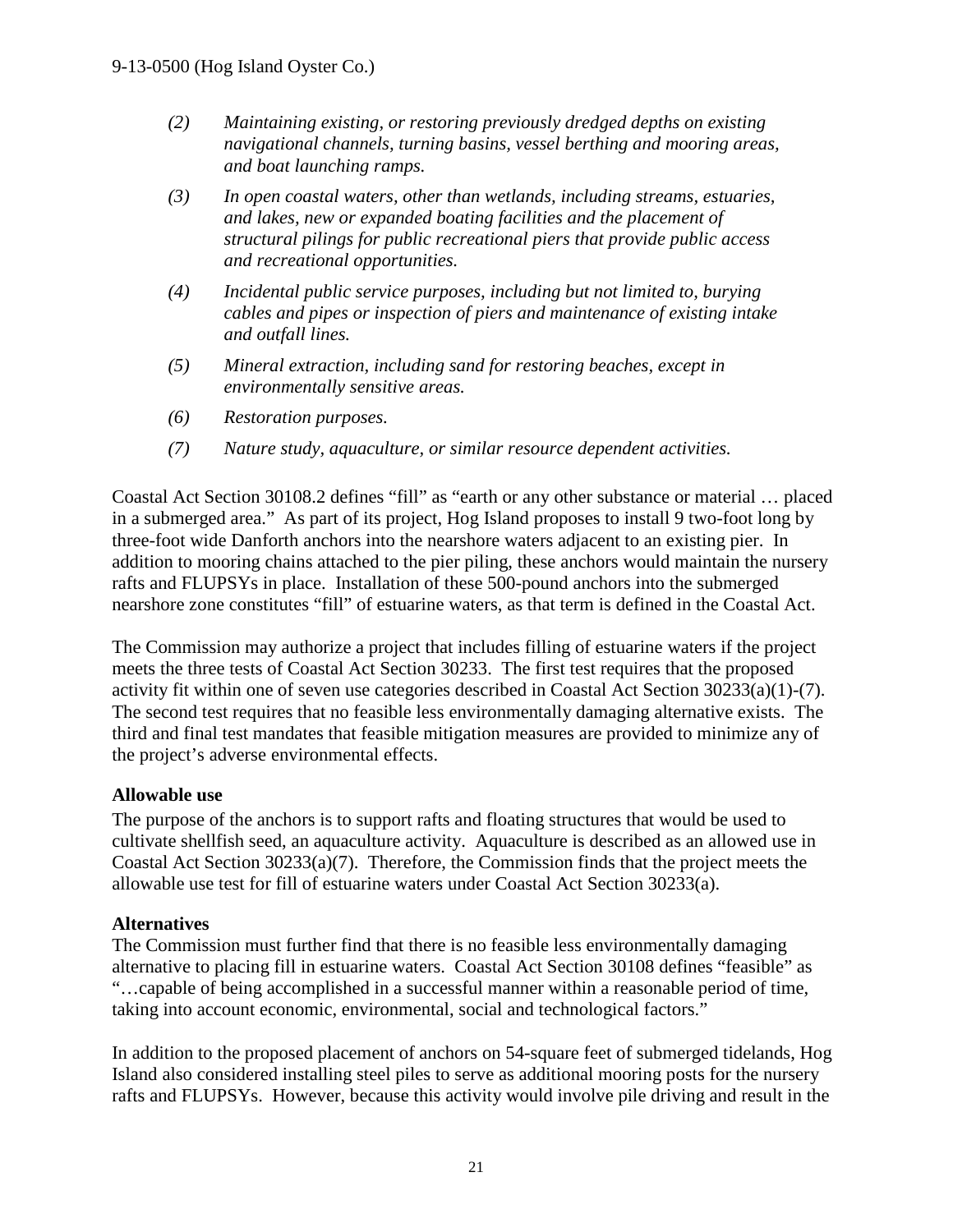*(2) Maintaining existing, or restoring previously dredged depths on existing navigational channels, turning basins, vessel berthing and mooring areas, and boat launching ramps.*

*(3) In open coastal waters, other than wetlands, including streams, estuaries, and lakes, new or expanded boating facilities and the placement of structural pilings for public recreational piers that provide public access and recreational opportunities.*

*(4) Incidental public service purposes, including but not limited to, burying cables and pipes or inspection of piers and maintenance of existing intake and outfall lines.*

*(5) Mineral extraction, including sand for restoring beaches, except in environmentally sensitive areas.*

*(6) Restoration purposes.*

*(7) Nature study, aquaculture, or similar resource dependent activities.*

Coastal Act Section 30108.2 defines "fill" as "earth or any other substance or material … placed in a submerged area." As part of its project, Hog Island proposes to install 9 two-foot long by three-foot wide Danforth anchors into the nearshore waters adjacent to an existing pier. In addition to mooring chains attached to the pier piling, these anchors would maintain the nursery rafts and FLUPSYs in place. Installation of these 500-pound anchors into the submerged nearshore zone constitutes "fill" of estuarine waters, as that term is defined in the Coastal Act.

The Commission may authorize a project that includes filling of estuarine waters if the project meets the three tests of Coastal Act Section 30233. The first test requires that the proposed activity fit within one of seven use categories described in Coastal Act Section 30233(a)(1)-(7). The second test requires that no feasible less environmentally damaging alternative exists. The third and final test mandates that feasible mitigation measures are provided to minimize any of the project's adverse environmental effects.

**Allowable use**

The purpose of the anchors is to support rafts and floating structures that would be used to cultivate shellfish seed, an aquaculture activity. Aquaculture is described as an allowed use in Coastal Act Section 30233(a)(7). Therefore, the Commission finds that the project meets the allowable use test for fill of estuarine waters under Coastal Act Section 30233(a).

**Alternatives**

The Commission must further find that there is no feasible less environmentally damaging alternative to placing fill in estuarine waters. Coastal Act Section 30108 defines "feasible" as "…capable of being accomplished in a successful manner within a reasonable period of time, taking into account economic, environmental, social and technological factors."

In addition to the proposed placement of anchors on 54-square feet of submerged tidelands, Hog Island also considered installing steel piles to serve as additional mooring posts for the nursery rafts and FLUPSYs. However, because this activity would involve pile driving and result in the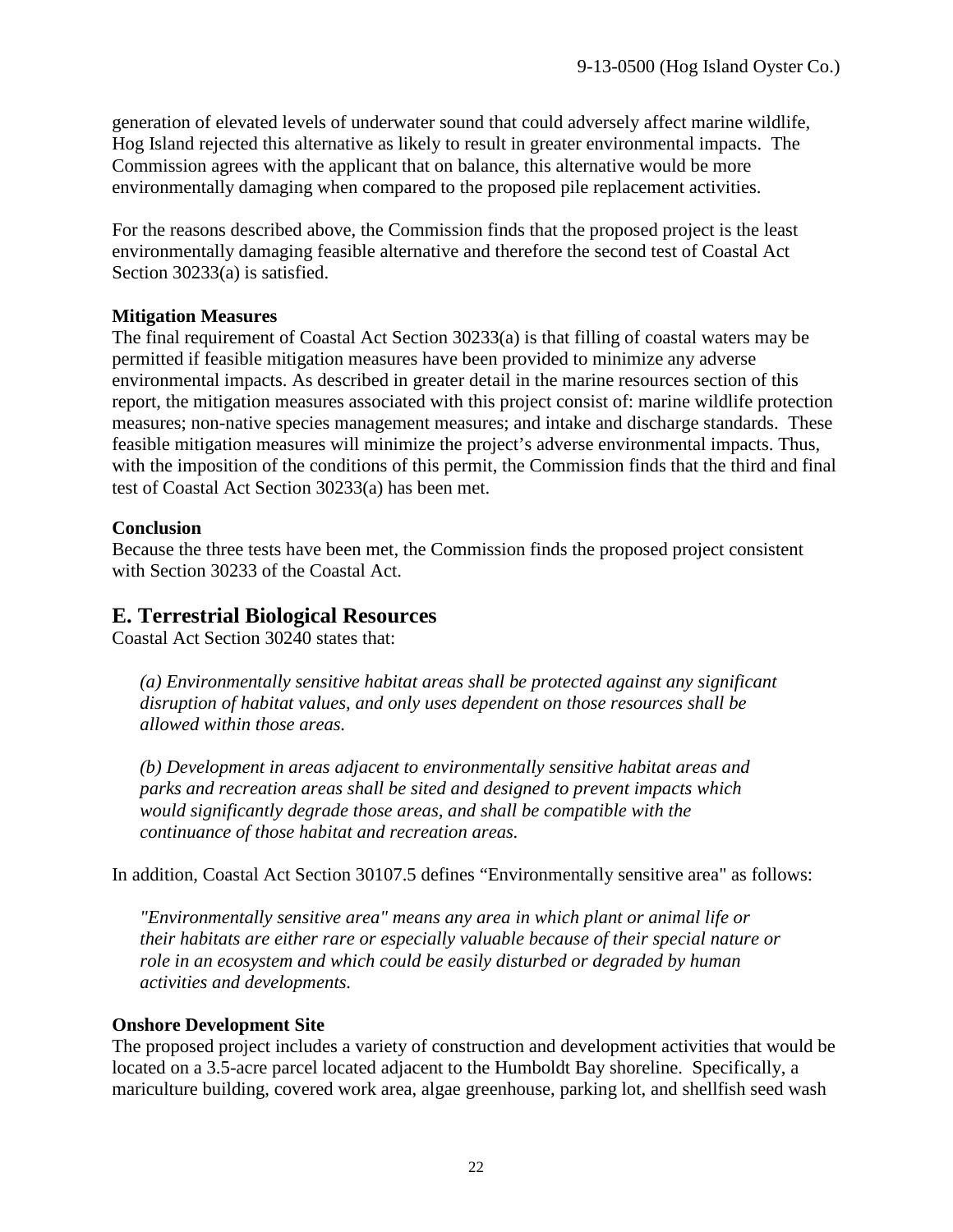generation of elevated levels of underwater sound that could adversely affect marine wildlife, Hog Island rejected this alternative as likely to result in greater environmental impacts. The Commission agrees with the applicant that on balance, this alternative would be more environmentally damaging when compared to the proposed pile replacement activities.

For the reasons described above, the Commission finds that the proposed project is the least environmentally damaging feasible alternative and therefore the second test of Coastal Act Section 30233(a) is satisfied.

**Mitigation Measures**

The final requirement of Coastal Act Section 30233(a) is that filling of coastal waters may be permitted if feasible mitigation measures have been provided to minimize any adverse environmental impacts. As described in greater detail in the marine resources section of this report, the mitigation measures associated with this project consist of: marine wildlife protection measures; non-native species management measures; and intake and discharge standards. These feasible mitigation measures will minimize the project's adverse environmental impacts. Thus, with the imposition of the conditions of this permit, the Commission finds that the third and final test of Coastal Act Section 30233(a) has been met.

**Conclusion**

Because the three tests have been met, the Commission finds the proposed project consistent with Section 30233 of the Coastal Act.

## E. Terrestrial Biological Resources

Coastal Act Section 30240 states that:

> *(a) Environmentally sensitive habitat areas shall be protected against any significant disruption of habitat values, and only uses dependent on those resources shall be allowed within those areas.*
>
> *(b) Development in areas adjacent to environmentally sensitive habitat areas and parks and recreation areas shall be sited and designed to prevent impacts which would significantly degrade those areas, and shall be compatible with the continuance of those habitat and recreation areas.*

In addition, Coastal Act Section 30107.5 defines "Environmentally sensitive area" as follows:

> *"Environmentally sensitive area" means any area in which plant or animal life or their habitats are either rare or especially valuable because of their special nature or role in an ecosystem and which could be easily disturbed or degraded by human activities and developments.*

**Onshore Development Site**

The proposed project includes a variety of construction and development activities that would be located on a 3.5-acre parcel located adjacent to the Humboldt Bay shoreline. Specifically, a mariculture building, covered work area, algae greenhouse, parking lot, and shellfish seed wash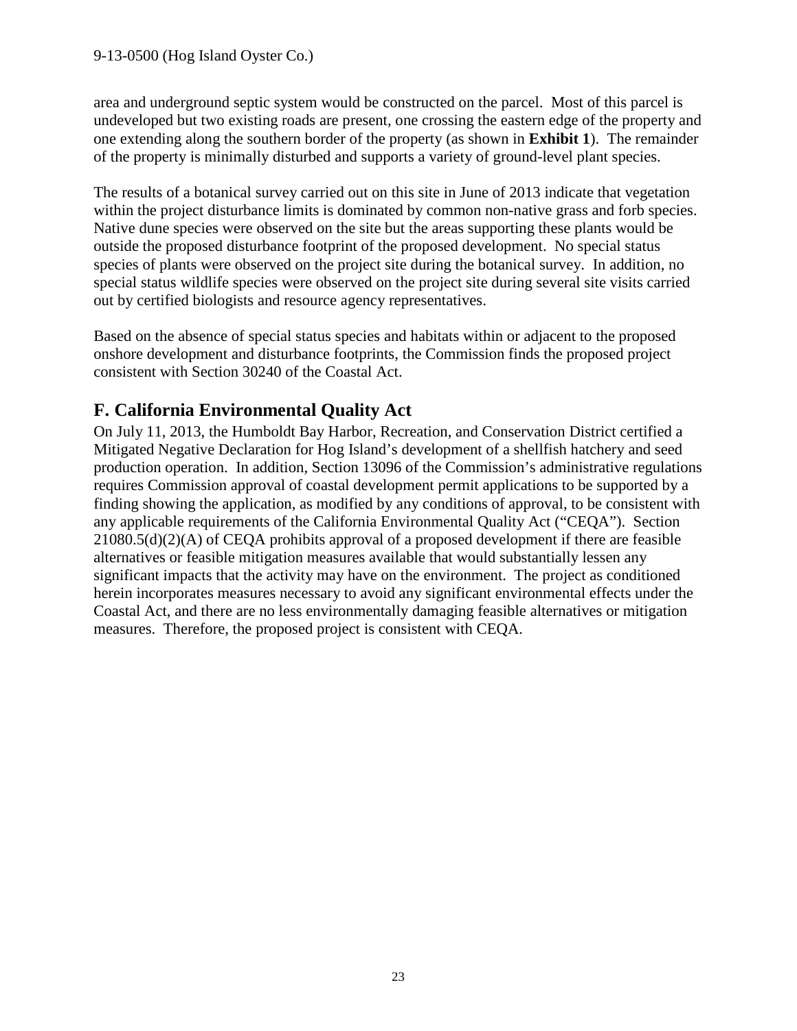area and underground septic system would be constructed on the parcel. Most of this parcel is undeveloped but two existing roads are present, one crossing the eastern edge of the property and one extending along the southern border of the property (as shown in **Exhibit 1**). The remainder of the property is minimally disturbed and supports a variety of ground-level plant species.

The results of a botanical survey carried out on this site in June of 2013 indicate that vegetation within the project disturbance limits is dominated by common non-native grass and forb species. Native dune species were observed on the site but the areas supporting these plants would be outside the proposed disturbance footprint of the proposed development. No special status species of plants were observed on the project site during the botanical survey. In addition, no special status wildlife species were observed on the project site during several site visits carried out by certified biologists and resource agency representatives.

Based on the absence of special status species and habitats within or adjacent to the proposed onshore development and disturbance footprints, the Commission finds the proposed project consistent with Section 30240 of the Coastal Act.

## F. California Environmental Quality Act

On July 11, 2013, the Humboldt Bay Harbor, Recreation, and Conservation District certified a Mitigated Negative Declaration for Hog Island's development of a shellfish hatchery and seed production operation. In addition, Section 13096 of the Commission's administrative regulations requires Commission approval of coastal development permit applications to be supported by a finding showing the application, as modified by any conditions of approval, to be consistent with any applicable requirements of the California Environmental Quality Act ("CEQA"). Section 21080.5(d)(2)(A) of CEQA prohibits approval of a proposed development if there are feasible alternatives or feasible mitigation measures available that would substantially lessen any significant impacts that the activity may have on the environment. The project as conditioned herein incorporates measures necessary to avoid any significant environmental effects under the Coastal Act, and there are no less environmentally damaging feasible alternatives or mitigation measures. Therefore, the proposed project is consistent with CEQA.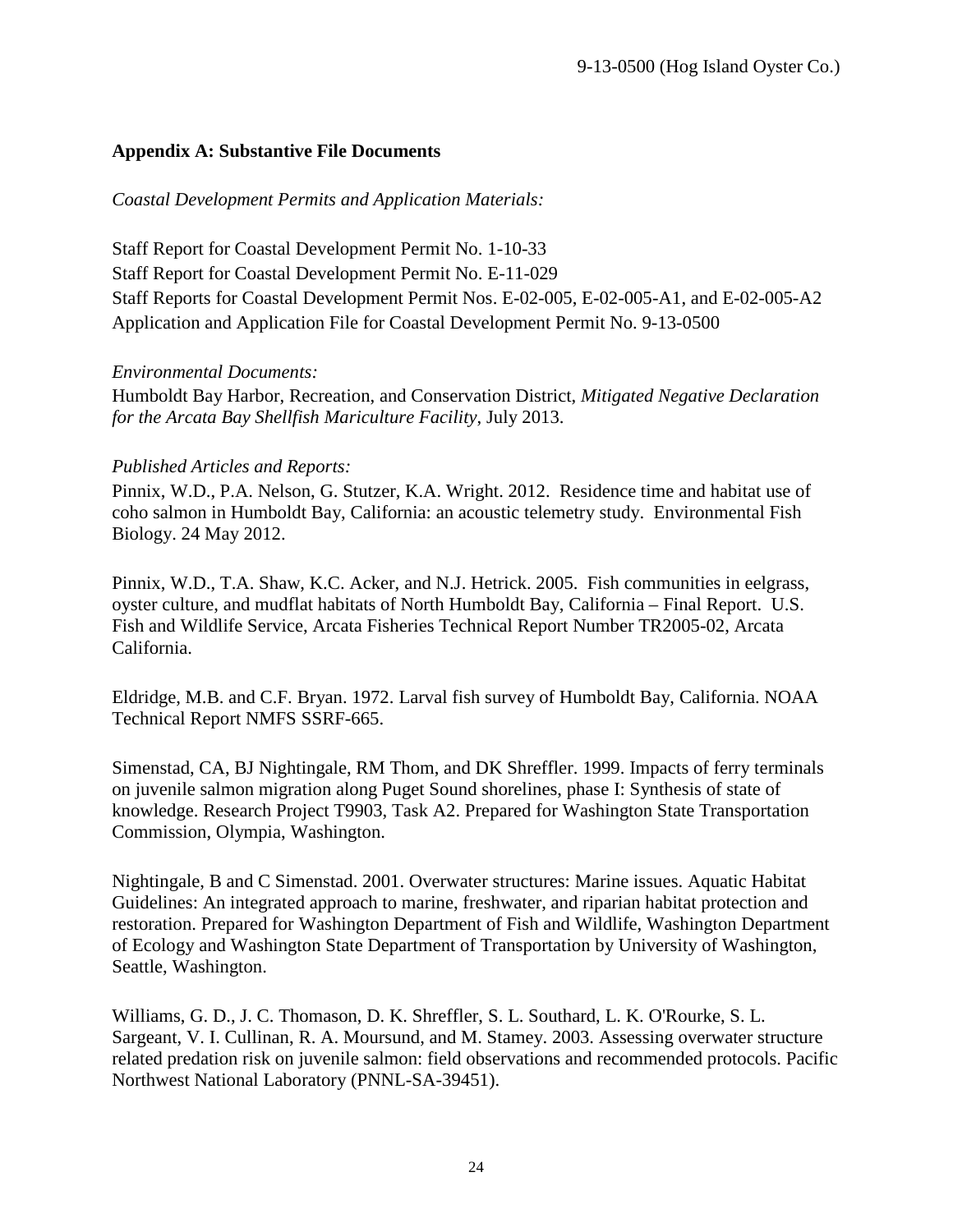## Appendix A: Substantive File Documents

*Coastal Development Permits and Application Materials:*

Staff Report for Coastal Development Permit No. 1-10-33
Staff Report for Coastal Development Permit No. E-11-029
Staff Reports for Coastal Development Permit Nos. E-02-005, E-02-005-A1, and E-02-005-A2
Application and Application File for Coastal Development Permit No. 9-13-0500

*Environmental Documents:*
Humboldt Bay Harbor, Recreation, and Conservation District, *Mitigated Negative Declaration for the Arcata Bay Shellfish Mariculture Facility*, July 2013.

*Published Articles and Reports:*
Pinnix, W.D., P.A. Nelson, G. Stutzer, K.A. Wright. 2012. Residence time and habitat use of coho salmon in Humboldt Bay, California: an acoustic telemetry study. Environmental Fish Biology. 24 May 2012.

Pinnix, W.D., T.A. Shaw, K.C. Acker, and N.J. Hetrick. 2005. Fish communities in eelgrass, oyster culture, and mudflat habitats of North Humboldt Bay, California – Final Report. U.S. Fish and Wildlife Service, Arcata Fisheries Technical Report Number TR2005-02, Arcata California.

Eldridge, M.B. and C.F. Bryan. 1972. Larval fish survey of Humboldt Bay, California. NOAA Technical Report NMFS SSRF-665.

Simenstad, CA, BJ Nightingale, RM Thom, and DK Shreffler. 1999. Impacts of ferry terminals on juvenile salmon migration along Puget Sound shorelines, phase I: Synthesis of state of knowledge. Research Project T9903, Task A2. Prepared for Washington State Transportation Commission, Olympia, Washington.

Nightingale, B and C Simenstad. 2001. Overwater structures: Marine issues. Aquatic Habitat Guidelines: An integrated approach to marine, freshwater, and riparian habitat protection and restoration. Prepared for Washington Department of Fish and Wildlife, Washington Department of Ecology and Washington State Department of Transportation by University of Washington, Seattle, Washington.

Williams, G. D., J. C. Thomason, D. K. Shreffler, S. L. Southard, L. K. O'Rourke, S. L. Sargeant, V. I. Cullinan, R. A. Moursund, and M. Stamey. 2003. Assessing overwater structure related predation risk on juvenile salmon: field observations and recommended protocols. Pacific Northwest National Laboratory (PNNL-SA-39451).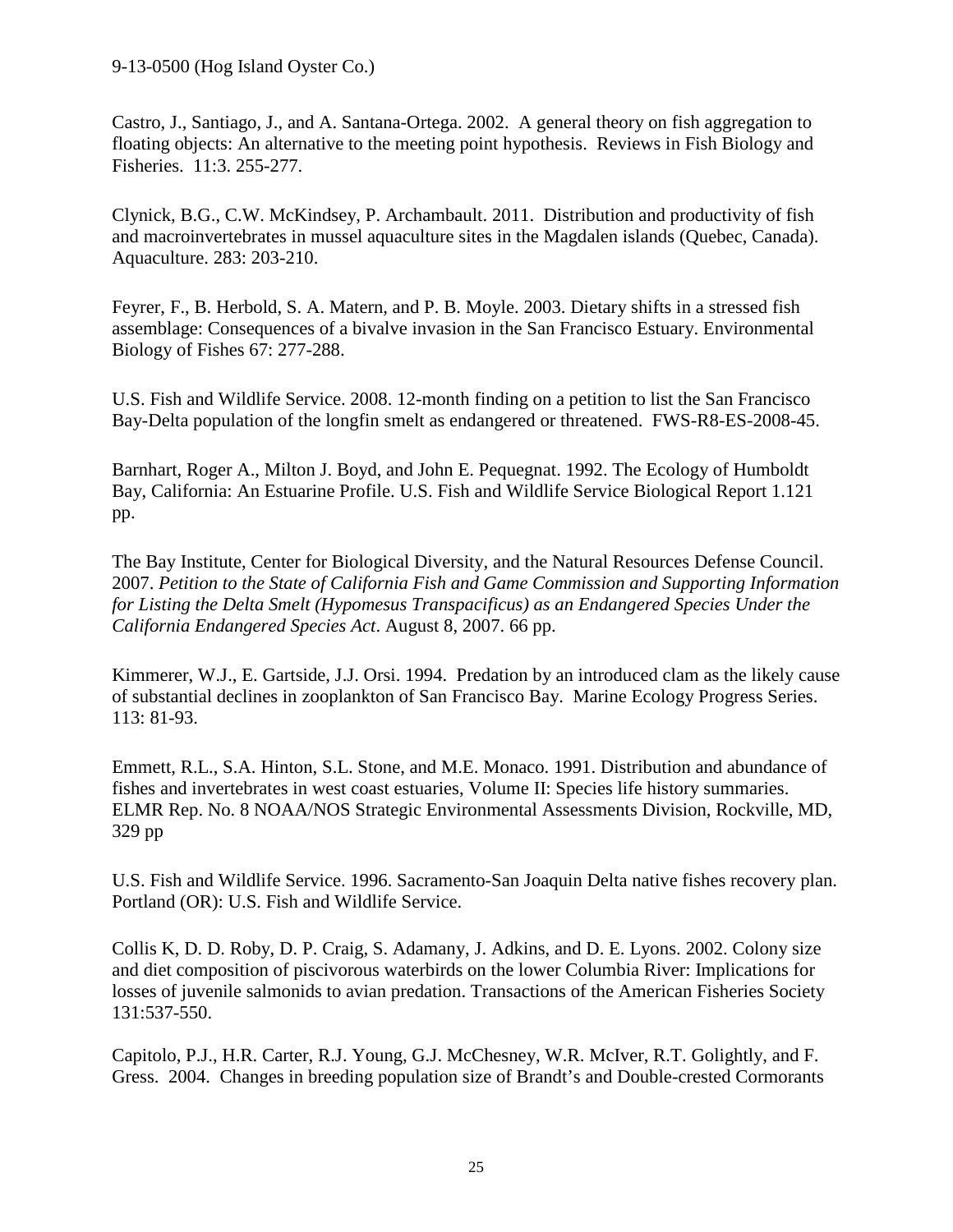Castro, J., Santiago, J., and A. Santana-Ortega. 2002. A general theory on fish aggregation to floating objects: An alternative to the meeting point hypothesis. Reviews in Fish Biology and Fisheries. 11:3. 255-277.

Clynick, B.G., C.W. McKindsey, P. Archambault. 2011. Distribution and productivity of fish and macroinvertebrates in mussel aquaculture sites in the Magdalen islands (Quebec, Canada). Aquaculture. 283: 203-210.

Feyrer, F., B. Herbold, S. A. Matern, and P. B. Moyle. 2003. Dietary shifts in a stressed fish assemblage: Consequences of a bivalve invasion in the San Francisco Estuary. Environmental Biology of Fishes 67: 277-288.

U.S. Fish and Wildlife Service. 2008. 12-month finding on a petition to list the San Francisco Bay-Delta population of the longfin smelt as endangered or threatened. FWS-R8-ES-2008-45.

Barnhart, Roger A., Milton J. Boyd, and John E. Pequegnat. 1992. The Ecology of Humboldt Bay, California: An Estuarine Profile. U.S. Fish and Wildlife Service Biological Report 1.121 pp.

The Bay Institute, Center for Biological Diversity, and the Natural Resources Defense Council. 2007. *Petition to the State of California Fish and Game Commission and Supporting Information for Listing the Delta Smelt (Hypomesus Transpacificus) as an Endangered Species Under the California Endangered Species Act*. August 8, 2007. 66 pp.

Kimmerer, W.J., E. Gartside, J.J. Orsi. 1994. Predation by an introduced clam as the likely cause of substantial declines in zooplankton of San Francisco Bay. Marine Ecology Progress Series. 113: 81-93.

Emmett, R.L., S.A. Hinton, S.L. Stone, and M.E. Monaco. 1991. Distribution and abundance of fishes and invertebrates in west coast estuaries, Volume II: Species life history summaries. ELMR Rep. No. 8 NOAA/NOS Strategic Environmental Assessments Division, Rockville, MD, 329 pp

U.S. Fish and Wildlife Service. 1996. Sacramento-San Joaquin Delta native fishes recovery plan. Portland (OR): U.S. Fish and Wildlife Service.

Collis K, D. D. Roby, D. P. Craig, S. Adamany, J. Adkins, and D. E. Lyons. 2002. Colony size and diet composition of piscivorous waterbirds on the lower Columbia River: Implications for losses of juvenile salmonids to avian predation. Transactions of the American Fisheries Society 131:537-550.

Capitolo, P.J., H.R. Carter, R.J. Young, G.J. McChesney, W.R. McIver, R.T. Golightly, and F. Gress. 2004. Changes in breeding population size of Brandt's and Double-crested Cormorants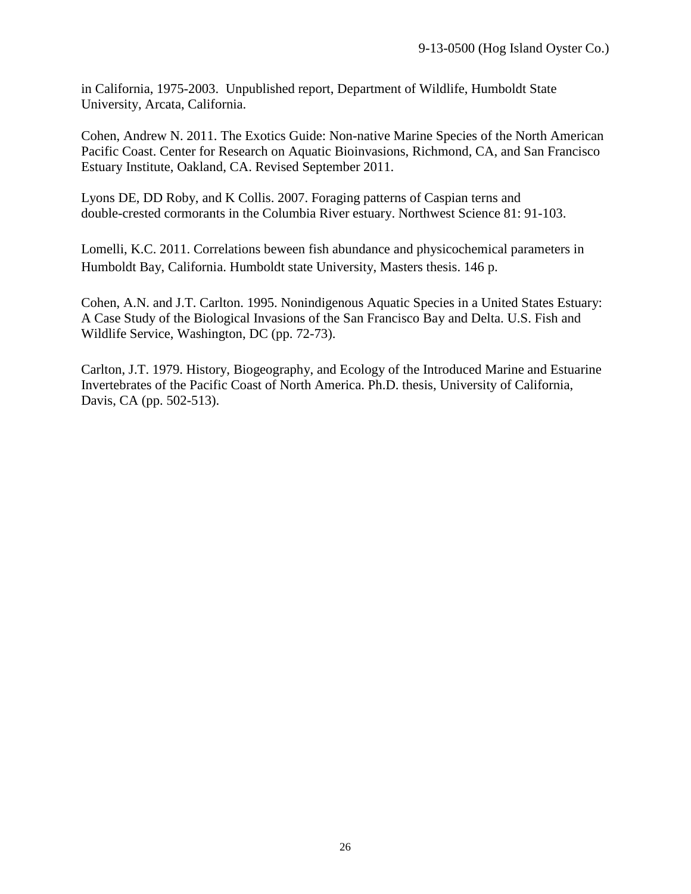in California, 1975-2003. Unpublished report, Department of Wildlife, Humboldt State University, Arcata, California.

Cohen, Andrew N. 2011. The Exotics Guide: Non-native Marine Species of the North American Pacific Coast. Center for Research on Aquatic Bioinvasions, Richmond, CA, and San Francisco Estuary Institute, Oakland, CA. Revised September 2011.

Lyons DE, DD Roby, and K Collis. 2007. Foraging patterns of Caspian terns and double-crested cormorants in the Columbia River estuary. Northwest Science 81: 91-103.

Lomelli, K.C. 2011. Correlations beween fish abundance and physicochemical parameters in Humboldt Bay, California. Humboldt state University, Masters thesis. 146 p.

Cohen, A.N. and J.T. Carlton. 1995. Nonindigenous Aquatic Species in a United States Estuary: A Case Study of the Biological Invasions of the San Francisco Bay and Delta. U.S. Fish and Wildlife Service, Washington, DC (pp. 72-73).

Carlton, J.T. 1979. History, Biogeography, and Ecology of the Introduced Marine and Estuarine Invertebrates of the Pacific Coast of North America. Ph.D. thesis, University of California, Davis, CA (pp. 502-513).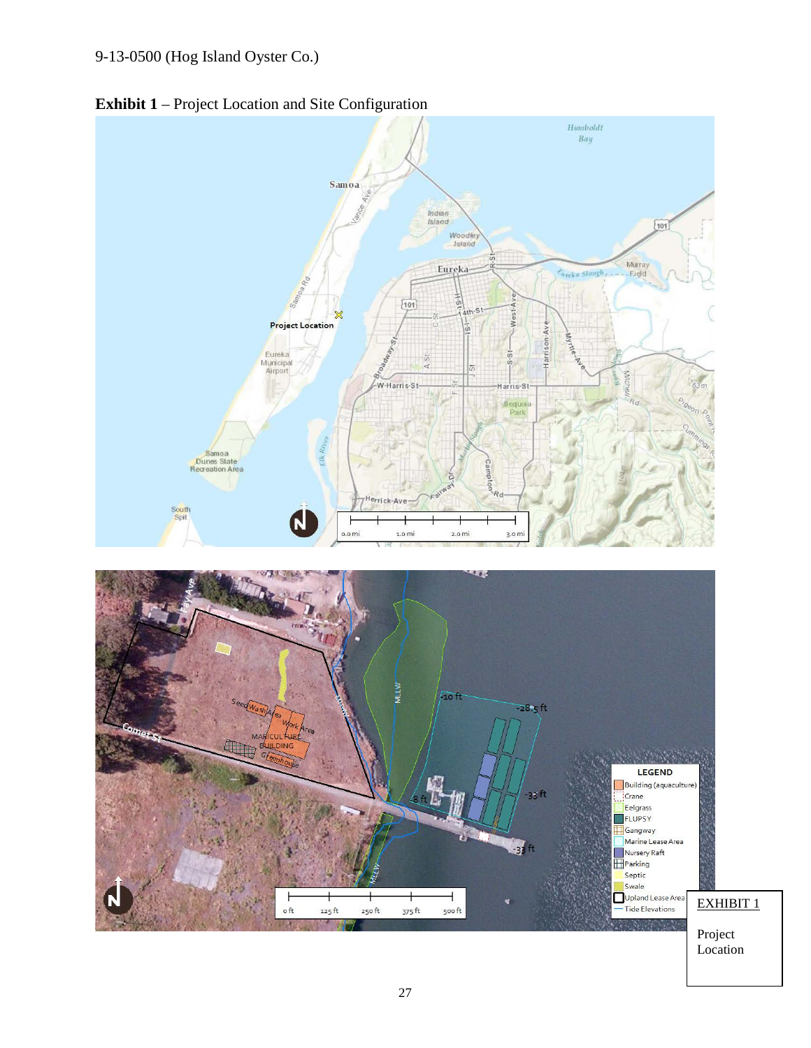**Exhibit 1** – Project Location and Site Configuration

EXHIBIT 1

Project Location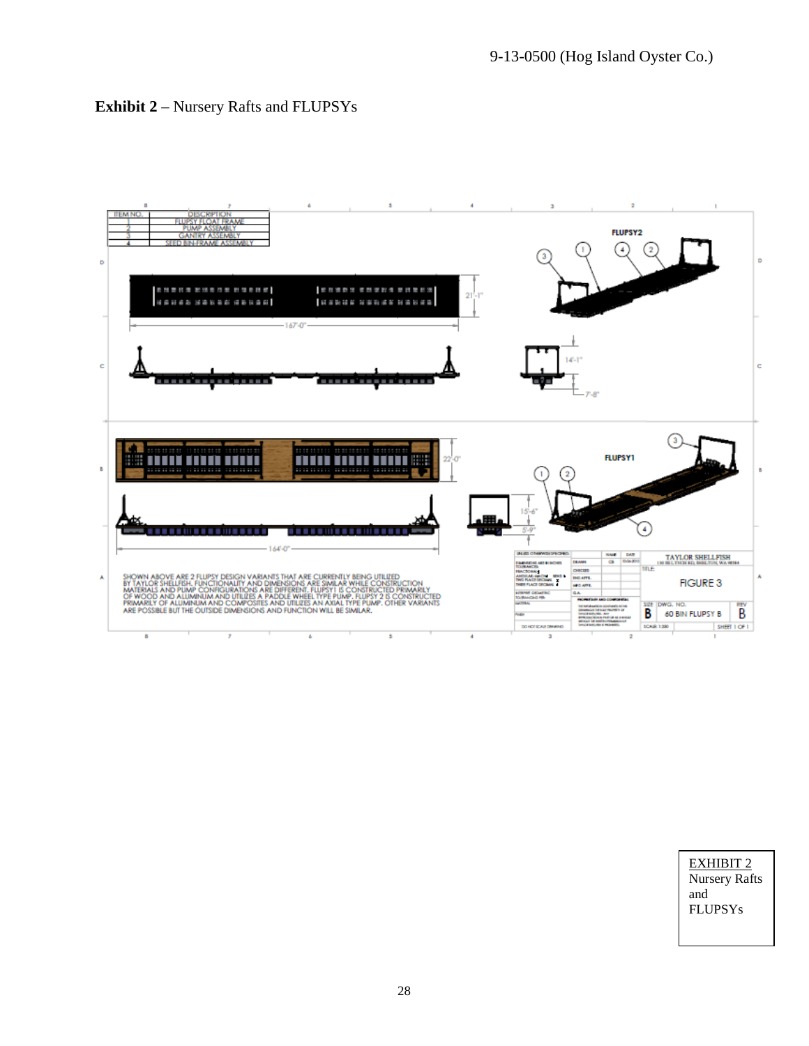**Exhibit 2** – Nursery Rafts and FLUPSYs

| ITEM NO. | DESCRIPTION |
| --- | --- |
| 1 | FLUPSY FLOAT FRAME |
| 2 | PUMP ASSEMBLY |
| 3 | GANTRY ASSEMBLY |
| 4 | SEED BIN-FRAME ASSEMBLY |

FLUPSY2

21'-1"

167'-0"

14'-1"

7'-8"

FLUPSY1

22'-0"

15'-6"

5'-9"

164'-0"

SHOWN ABOVE ARE 2 FLUPSY DESIGN VARIANTS THAT ARE CURRENTLY BEING UTILIZED BY TAYLOR SHELLFISH. FUNCTIONALITY AND DIMENSIONS ARE SIMILAR WHILE CONSTRUCTION MATERIALS AND PUMP CONFIGURATIONS ARE DIFFERENT. FLUPSY1 IS CONSTRUCTED PRIMARILY OF WOOD AND ALUMINUM AND UTILIZES A PADDLE WHEEL TYPE PUMP. FLUPSY 2 IS CONSTRUCTED PRIMARILY OF ALUMINUM AND COMPOSITES AND UTILIZES AN AXIAL TYPE PUMP. OTHER VARIANTS ARE POSSIBLE BUT THE OUTSIDE DIMENSIONS AND FUNCTION WILL BE SIMILAR.

TAYLOR SHELLFISH

TITLE: FIGURE 3

SIZE B | DWG. NO. 60 BIN FLUPSY B | REV B

SCALE: 1:200 | SHEET 1 OF 1

EXHIBIT 2
Nursery Rafts and FLUPSYs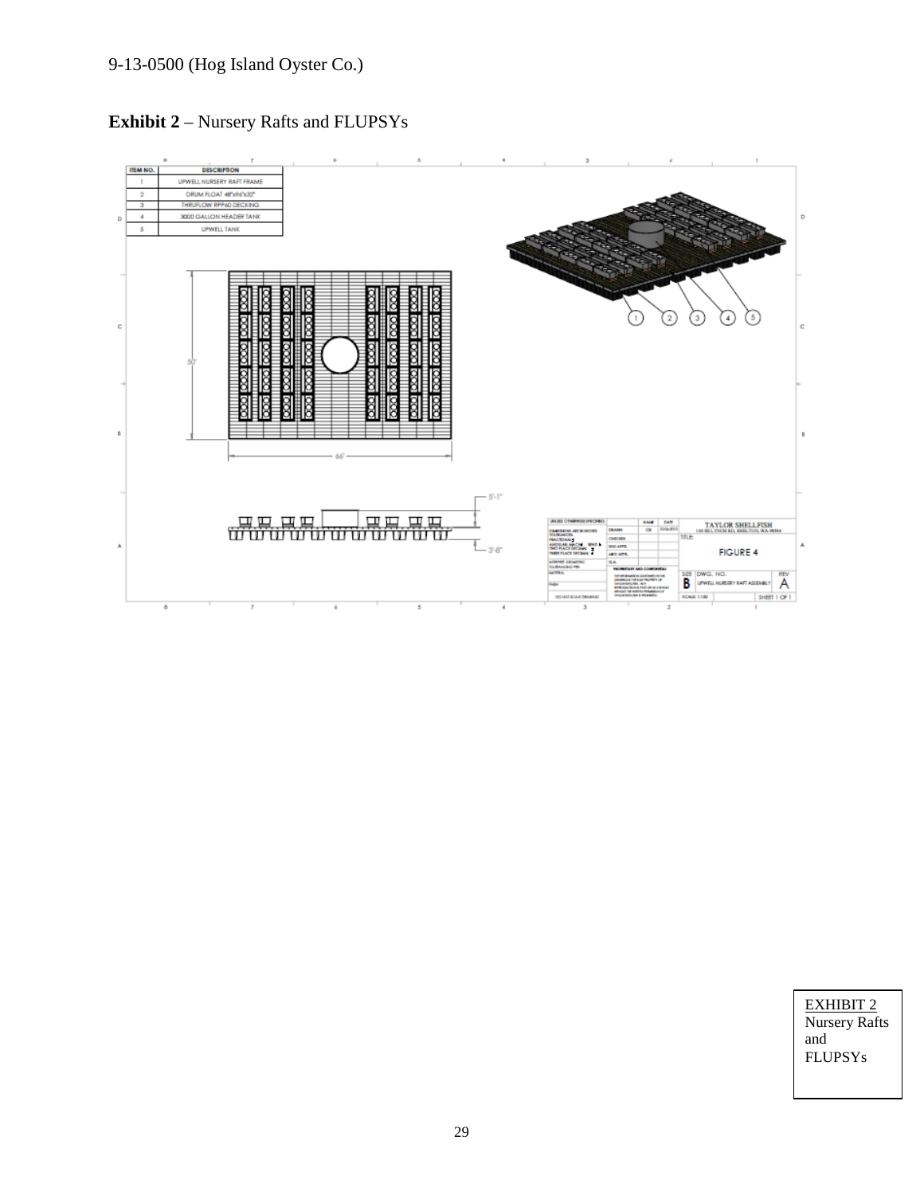9-13-0500 (Hog Island Oyster Co.)

**Exhibit 2** – Nursery Rafts and FLUPSYs

| ITEM NO. | DESCRIPTION |
| --- | --- |
| 1 | UPWELL NURSERY RAFT FRAME |
| 2 | DRUM FLOAT 48"x96"x32" |
| 3 | THRUFLOW RPP60 DECKING |
| 4 | 3000 GALLON HEADER TANK |
| 5 | UPWELL TANK |

50'

66'

5'-1"

3'-8"

TAYLOR SHELLFISH

130 SE LYNCH RD. SHELTON, WA 98584

FIGURE 4

UPWELL NURSERY RAFT ASSEMBLY

SIZE B DWG. NO. REV A

SHEET 1 OF 1

EXHIBIT 2
Nursery Rafts and FLUPSYs